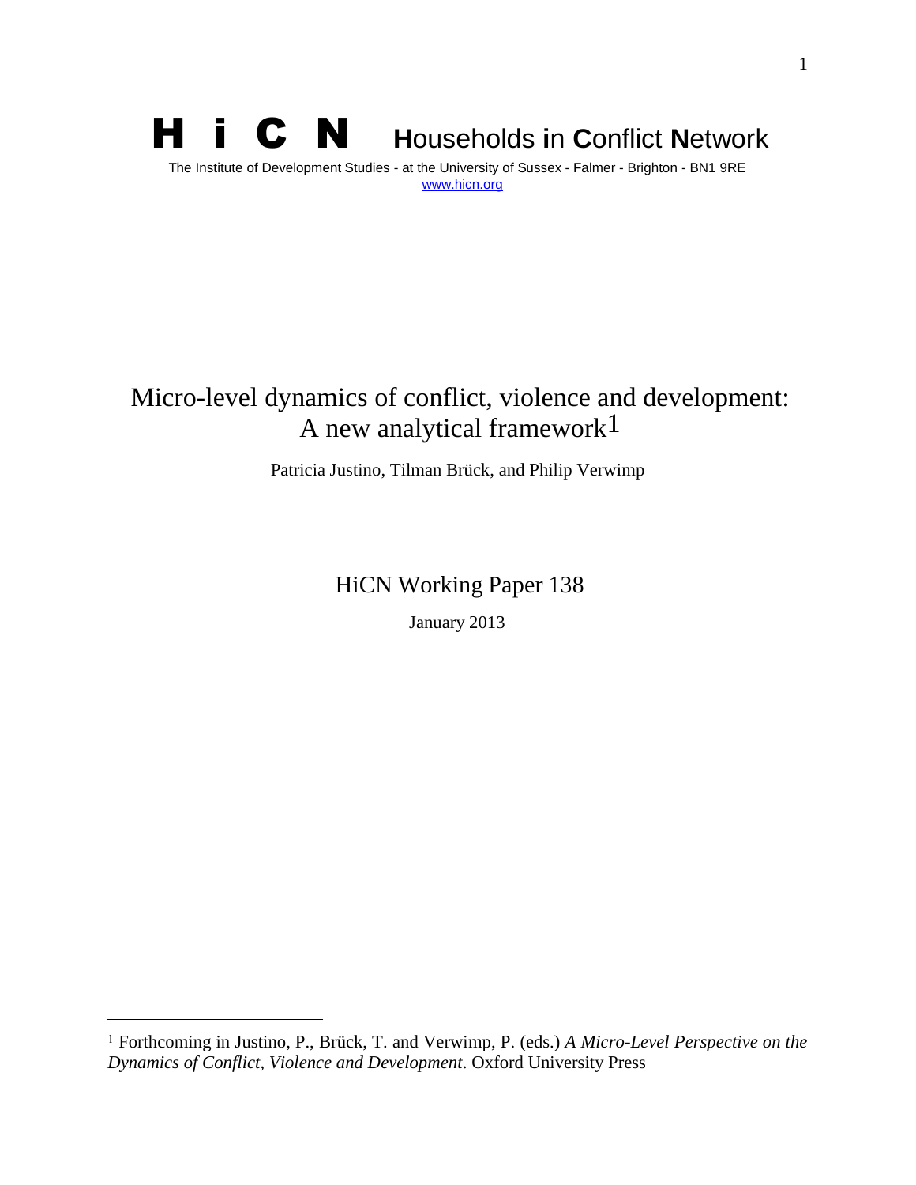**H i C N** **H**ouseholds **i**n **C**onflict **N**etwork

The Institute of Development Studies - at the University of Sussex - Falmer - Brighton - BN1 9RE
www.hicn.org

# Micro-level dynamics of conflict, violence and development: A new analytical framework[1]

Patricia Justino, Tilman Brück, and Philip Verwimp

HiCN Working Paper 138

January 2013

---

[1] Forthcoming in Justino, P., Brück, T. and Verwimp, P. (eds.) *A Micro-Level Perspective on the Dynamics of Conflict, Violence and Development*. Oxford University Press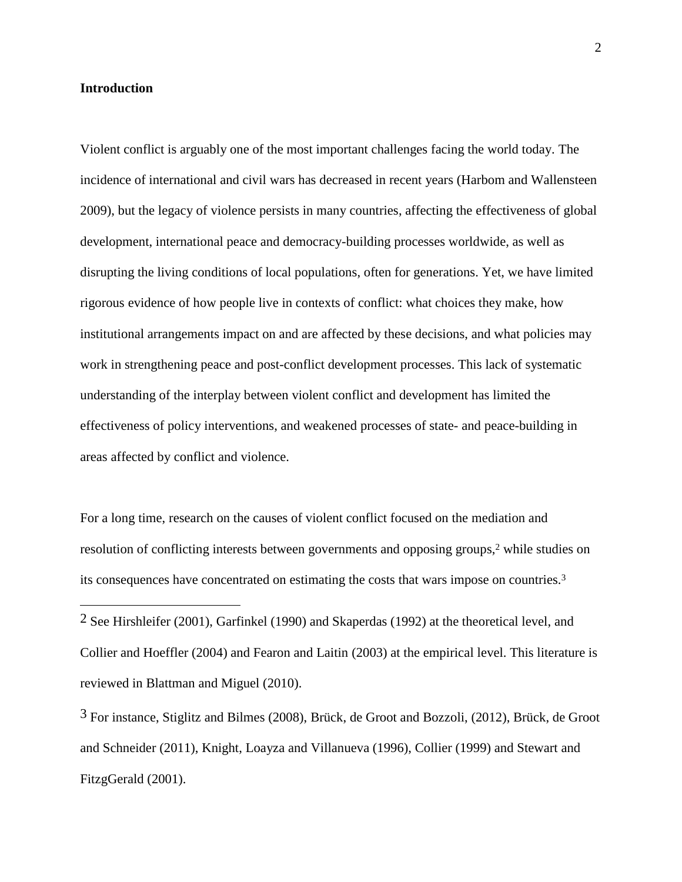**Introduction**

Violent conflict is arguably one of the most important challenges facing the world today. The incidence of international and civil wars has decreased in recent years (Harbom and Wallensteen 2009), but the legacy of violence persists in many countries, affecting the effectiveness of global development, international peace and democracy-building processes worldwide, as well as disrupting the living conditions of local populations, often for generations. Yet, we have limited rigorous evidence of how people live in contexts of conflict: what choices they make, how institutional arrangements impact on and are affected by these decisions, and what policies may work in strengthening peace and post-conflict development processes. This lack of systematic understanding of the interplay between violent conflict and development has limited the effectiveness of policy interventions, and weakened processes of state- and peace-building in areas affected by conflict and violence.

For a long time, research on the causes of violent conflict focused on the mediation and resolution of conflicting interests between governments and opposing groups,[2] while studies on its consequences have concentrated on estimating the costs that wars impose on countries.[3]

---

[2] See Hirshleifer (2001), Garfinkel (1990) and Skaperdas (1992) at the theoretical level, and Collier and Hoeffler (2004) and Fearon and Laitin (2003) at the empirical level. This literature is reviewed in Blattman and Miguel (2010).

[3] For instance, Stiglitz and Bilmes (2008), Brück, de Groot and Bozzoli, (2012), Brück, de Groot and Schneider (2011), Knight, Loayza and Villanueva (1996), Collier (1999) and Stewart and FitzgGerald (2001).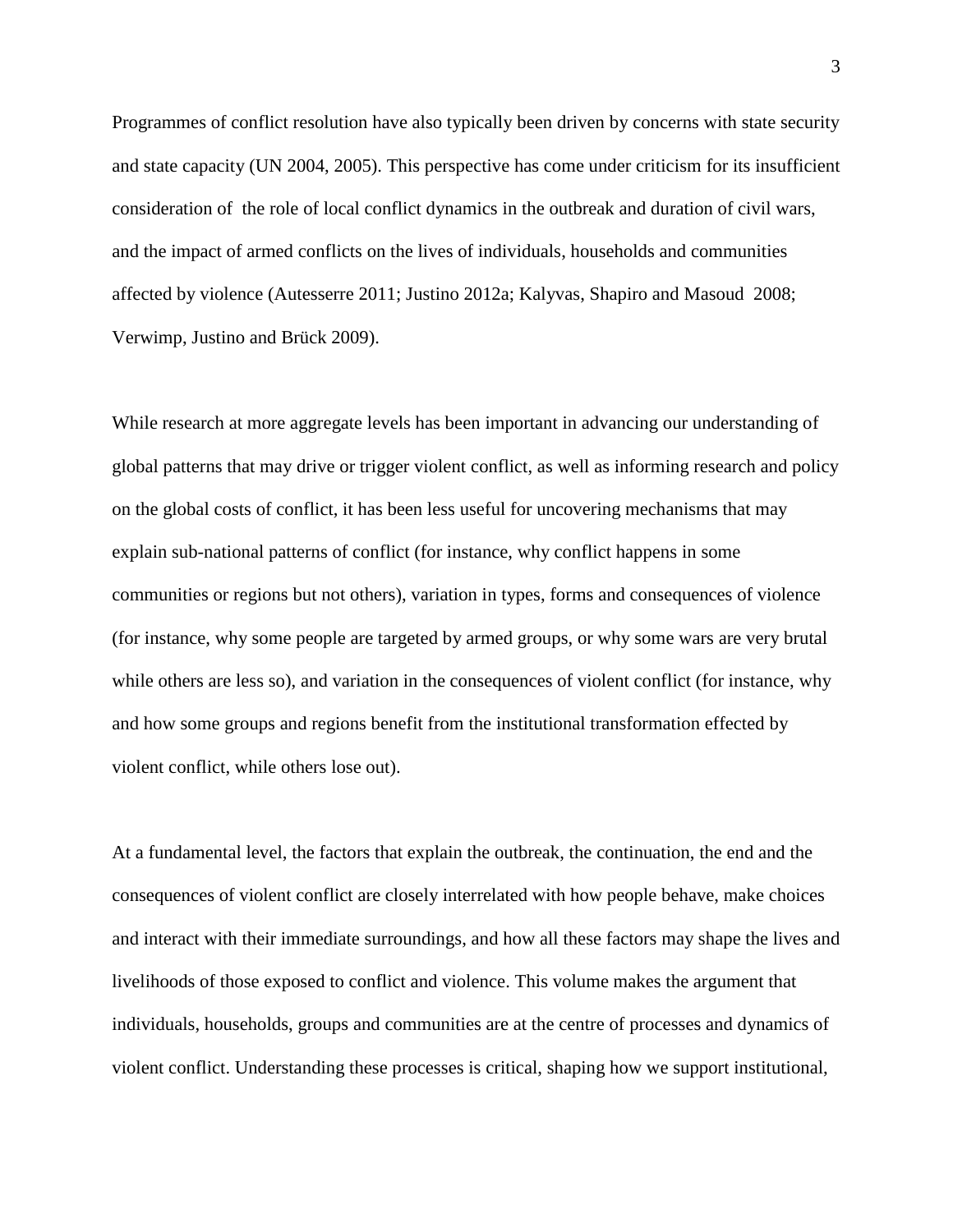Programmes of conflict resolution have also typically been driven by concerns with state security and state capacity (UN 2004, 2005). This perspective has come under criticism for its insufficient consideration of the role of local conflict dynamics in the outbreak and duration of civil wars, and the impact of armed conflicts on the lives of individuals, households and communities affected by violence (Autesserre 2011; Justino 2012a; Kalyvas, Shapiro and Masoud 2008; Verwimp, Justino and Brück 2009).

While research at more aggregate levels has been important in advancing our understanding of global patterns that may drive or trigger violent conflict, as well as informing research and policy on the global costs of conflict, it has been less useful for uncovering mechanisms that may explain sub-national patterns of conflict (for instance, why conflict happens in some communities or regions but not others), variation in types, forms and consequences of violence (for instance, why some people are targeted by armed groups, or why some wars are very brutal while others are less so), and variation in the consequences of violent conflict (for instance, why and how some groups and regions benefit from the institutional transformation effected by violent conflict, while others lose out).

At a fundamental level, the factors that explain the outbreak, the continuation, the end and the consequences of violent conflict are closely interrelated with how people behave, make choices and interact with their immediate surroundings, and how all these factors may shape the lives and livelihoods of those exposed to conflict and violence. This volume makes the argument that individuals, households, groups and communities are at the centre of processes and dynamics of violent conflict. Understanding these processes is critical, shaping how we support institutional,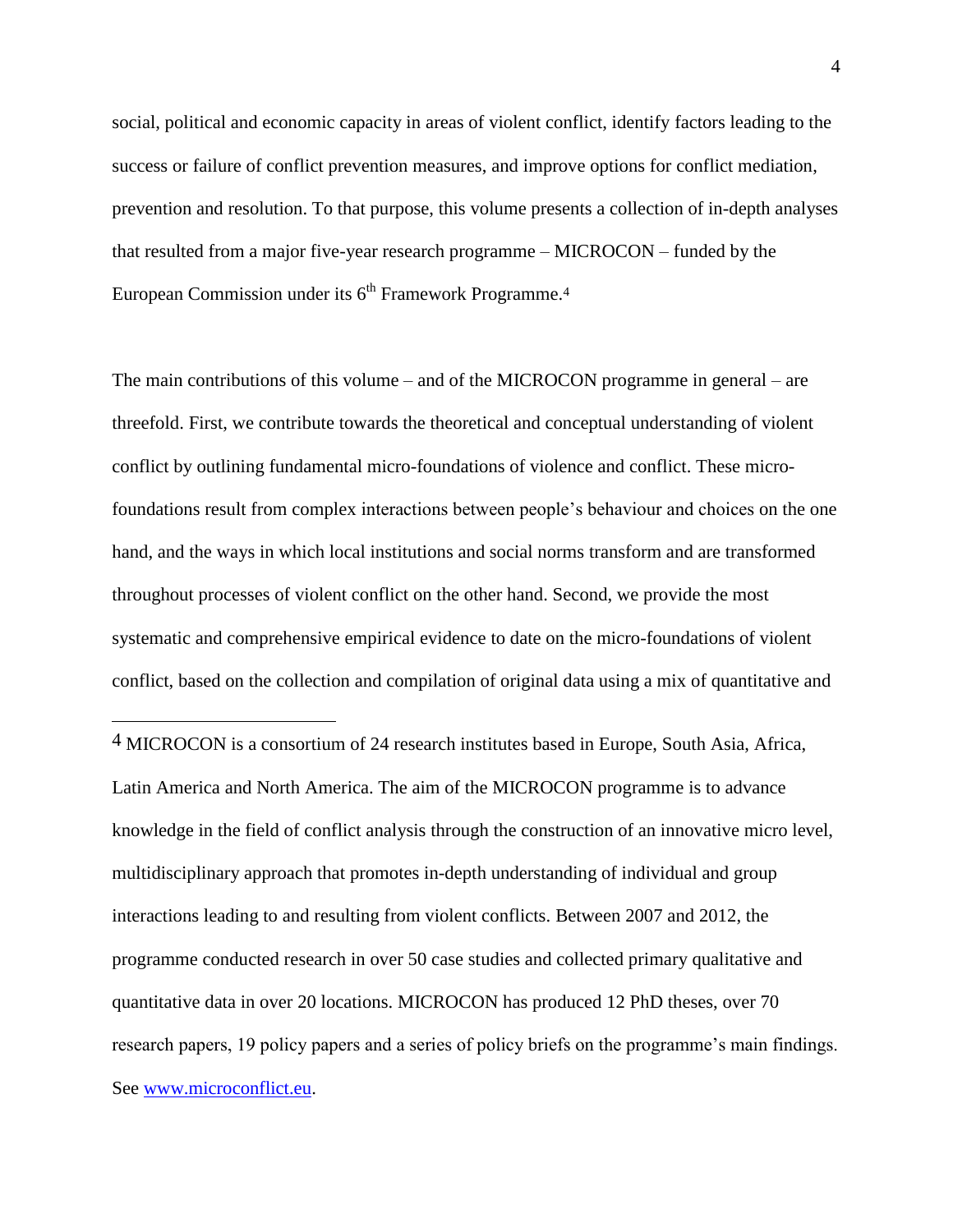social, political and economic capacity in areas of violent conflict, identify factors leading to the success or failure of conflict prevention measures, and improve options for conflict mediation, prevention and resolution. To that purpose, this volume presents a collection of in-depth analyses that resulted from a major five-year research programme – MICROCON – funded by the European Commission under its 6th Framework Programme.[4]

The main contributions of this volume – and of the MICROCON programme in general – are threefold. First, we contribute towards the theoretical and conceptual understanding of violent conflict by outlining fundamental micro-foundations of violence and conflict. These micro-foundations result from complex interactions between people's behaviour and choices on the one hand, and the ways in which local institutions and social norms transform and are transformed throughout processes of violent conflict on the other hand. Second, we provide the most systematic and comprehensive empirical evidence to date on the micro-foundations of violent conflict, based on the collection and compilation of original data using a mix of quantitative and

---

[4] MICROCON is a consortium of 24 research institutes based in Europe, South Asia, Africa, Latin America and North America. The aim of the MICROCON programme is to advance knowledge in the field of conflict analysis through the construction of an innovative micro level, multidisciplinary approach that promotes in-depth understanding of individual and group interactions leading to and resulting from violent conflicts. Between 2007 and 2012, the programme conducted research in over 50 case studies and collected primary qualitative and quantitative data in over 20 locations. MICROCON has produced 12 PhD theses, over 70 research papers, 19 policy papers and a series of policy briefs on the programme's main findings. See [www.microconflict.eu](http://www.microconflict.eu).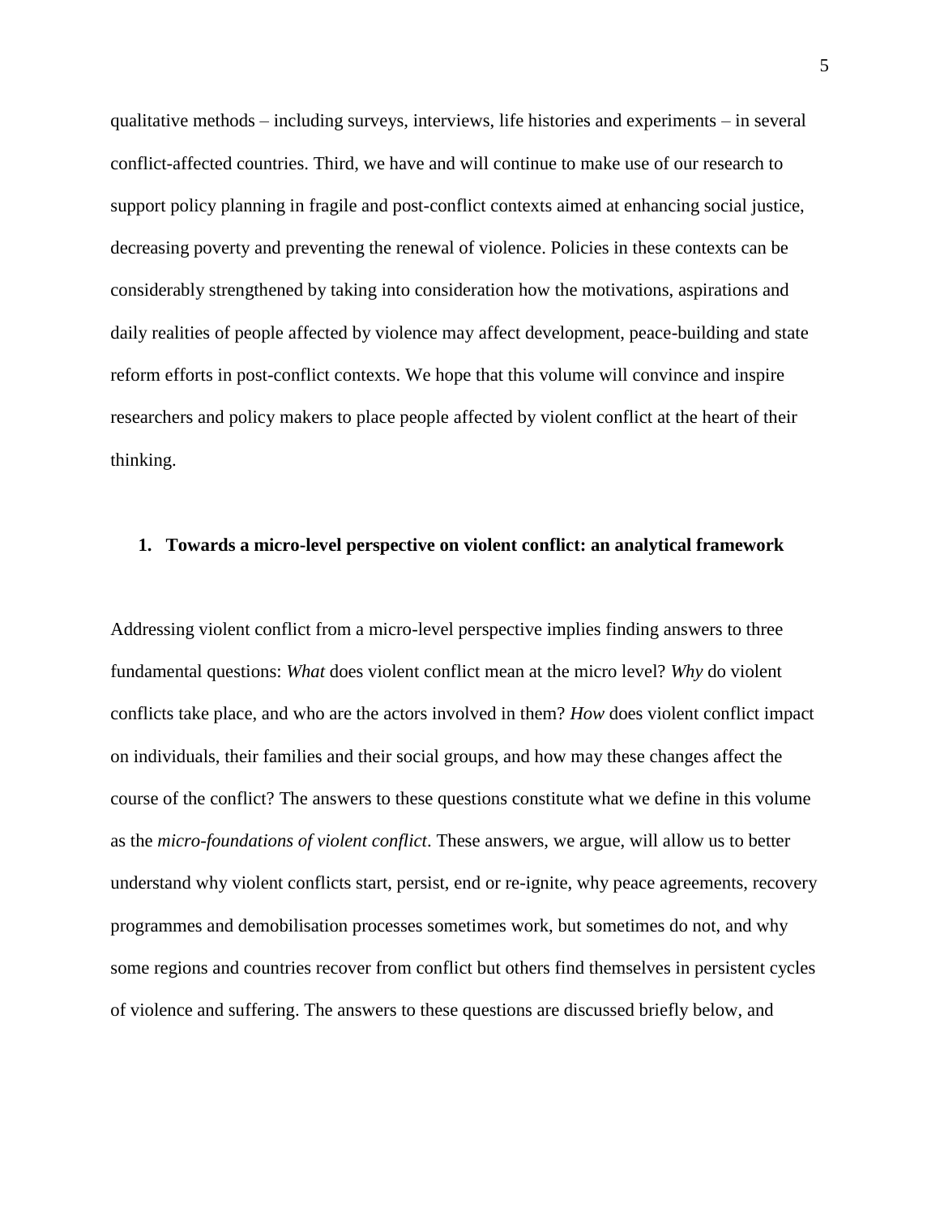qualitative methods – including surveys, interviews, life histories and experiments – in several conflict-affected countries. Third, we have and will continue to make use of our research to support policy planning in fragile and post-conflict contexts aimed at enhancing social justice, decreasing poverty and preventing the renewal of violence. Policies in these contexts can be considerably strengthened by taking into consideration how the motivations, aspirations and daily realities of people affected by violence may affect development, peace-building and state reform efforts in post-conflict contexts. We hope that this volume will convince and inspire researchers and policy makers to place people affected by violent conflict at the heart of their thinking.

## 1. Towards a micro-level perspective on violent conflict: an analytical framework

Addressing violent conflict from a micro-level perspective implies finding answers to three fundamental questions: *What* does violent conflict mean at the micro level? *Why* do violent conflicts take place, and who are the actors involved in them? *How* does violent conflict impact on individuals, their families and their social groups, and how may these changes affect the course of the conflict? The answers to these questions constitute what we define in this volume as the *micro-foundations of violent conflict*. These answers, we argue, will allow us to better understand why violent conflicts start, persist, end or re-ignite, why peace agreements, recovery programmes and demobilisation processes sometimes work, but sometimes do not, and why some regions and countries recover from conflict but others find themselves in persistent cycles of violence and suffering. The answers to these questions are discussed briefly below, and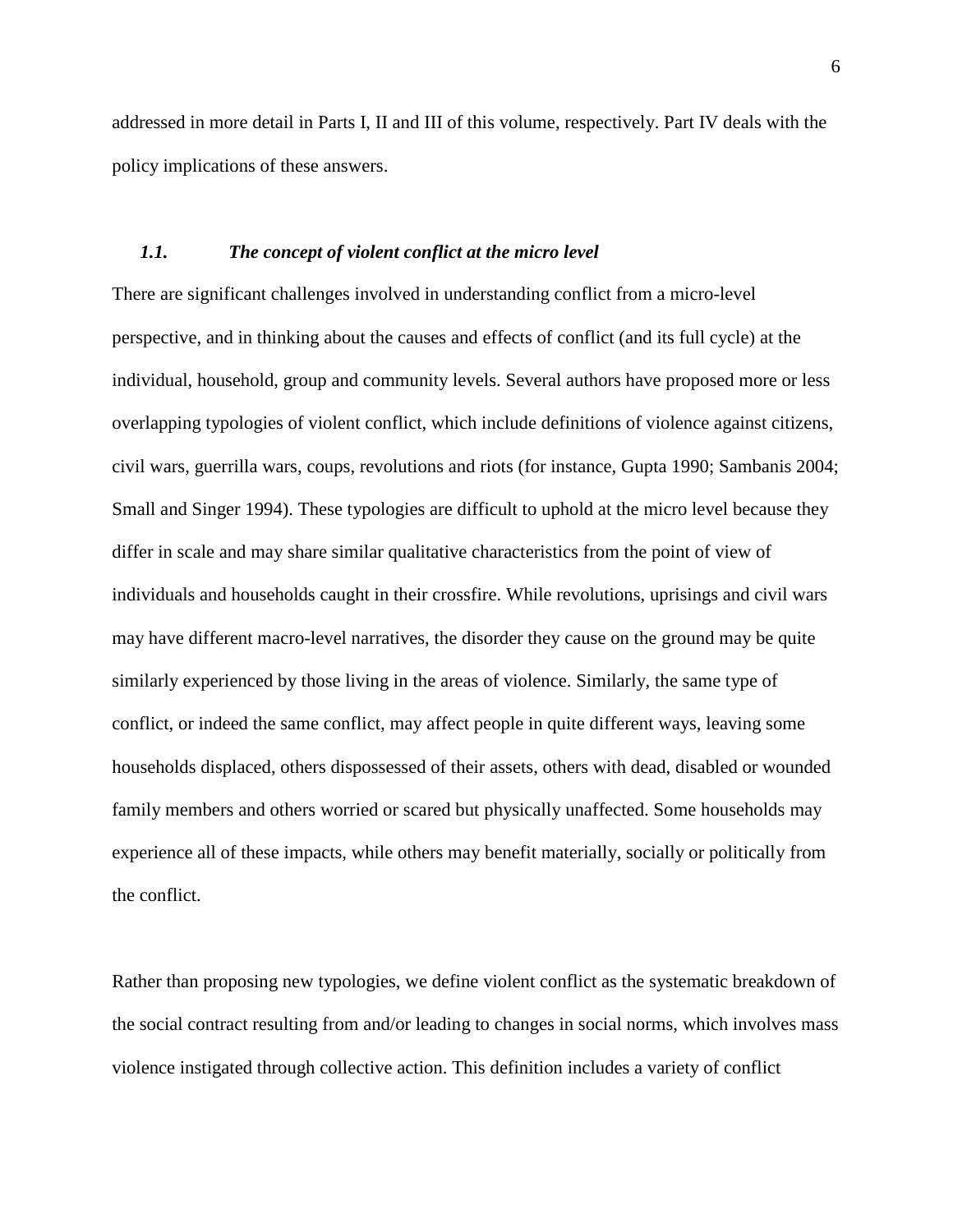addressed in more detail in Parts I, II and III of this volume, respectively. Part IV deals with the policy implications of these answers.

### *1.1. The concept of violent conflict at the micro level*

There are significant challenges involved in understanding conflict from a micro-level perspective, and in thinking about the causes and effects of conflict (and its full cycle) at the individual, household, group and community levels. Several authors have proposed more or less overlapping typologies of violent conflict, which include definitions of violence against citizens, civil wars, guerrilla wars, coups, revolutions and riots (for instance, Gupta 1990; Sambanis 2004; Small and Singer 1994). These typologies are difficult to uphold at the micro level because they differ in scale and may share similar qualitative characteristics from the point of view of individuals and households caught in their crossfire. While revolutions, uprisings and civil wars may have different macro-level narratives, the disorder they cause on the ground may be quite similarly experienced by those living in the areas of violence. Similarly, the same type of conflict, or indeed the same conflict, may affect people in quite different ways, leaving some households displaced, others dispossessed of their assets, others with dead, disabled or wounded family members and others worried or scared but physically unaffected. Some households may experience all of these impacts, while others may benefit materially, socially or politically from the conflict.

Rather than proposing new typologies, we define violent conflict as the systematic breakdown of the social contract resulting from and/or leading to changes in social norms, which involves mass violence instigated through collective action. This definition includes a variety of conflict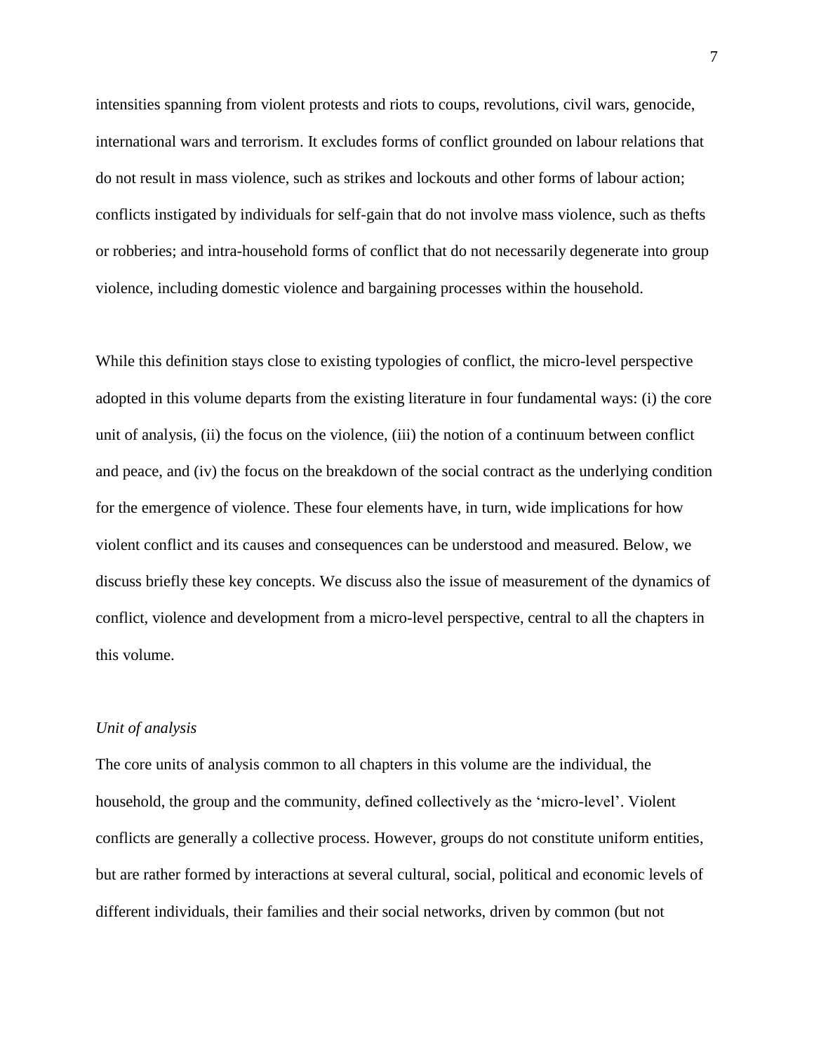intensities spanning from violent protests and riots to coups, revolutions, civil wars, genocide, international wars and terrorism. It excludes forms of conflict grounded on labour relations that do not result in mass violence, such as strikes and lockouts and other forms of labour action; conflicts instigated by individuals for self-gain that do not involve mass violence, such as thefts or robberies; and intra-household forms of conflict that do not necessarily degenerate into group violence, including domestic violence and bargaining processes within the household.

While this definition stays close to existing typologies of conflict, the micro-level perspective adopted in this volume departs from the existing literature in four fundamental ways: (i) the core unit of analysis, (ii) the focus on the violence, (iii) the notion of a continuum between conflict and peace, and (iv) the focus on the breakdown of the social contract as the underlying condition for the emergence of violence. These four elements have, in turn, wide implications for how violent conflict and its causes and consequences can be understood and measured. Below, we discuss briefly these key concepts. We discuss also the issue of measurement of the dynamics of conflict, violence and development from a micro-level perspective, central to all the chapters in this volume.

*Unit of analysis*

The core units of analysis common to all chapters in this volume are the individual, the household, the group and the community, defined collectively as the 'micro-level'. Violent conflicts are generally a collective process. However, groups do not constitute uniform entities, but are rather formed by interactions at several cultural, social, political and economic levels of different individuals, their families and their social networks, driven by common (but not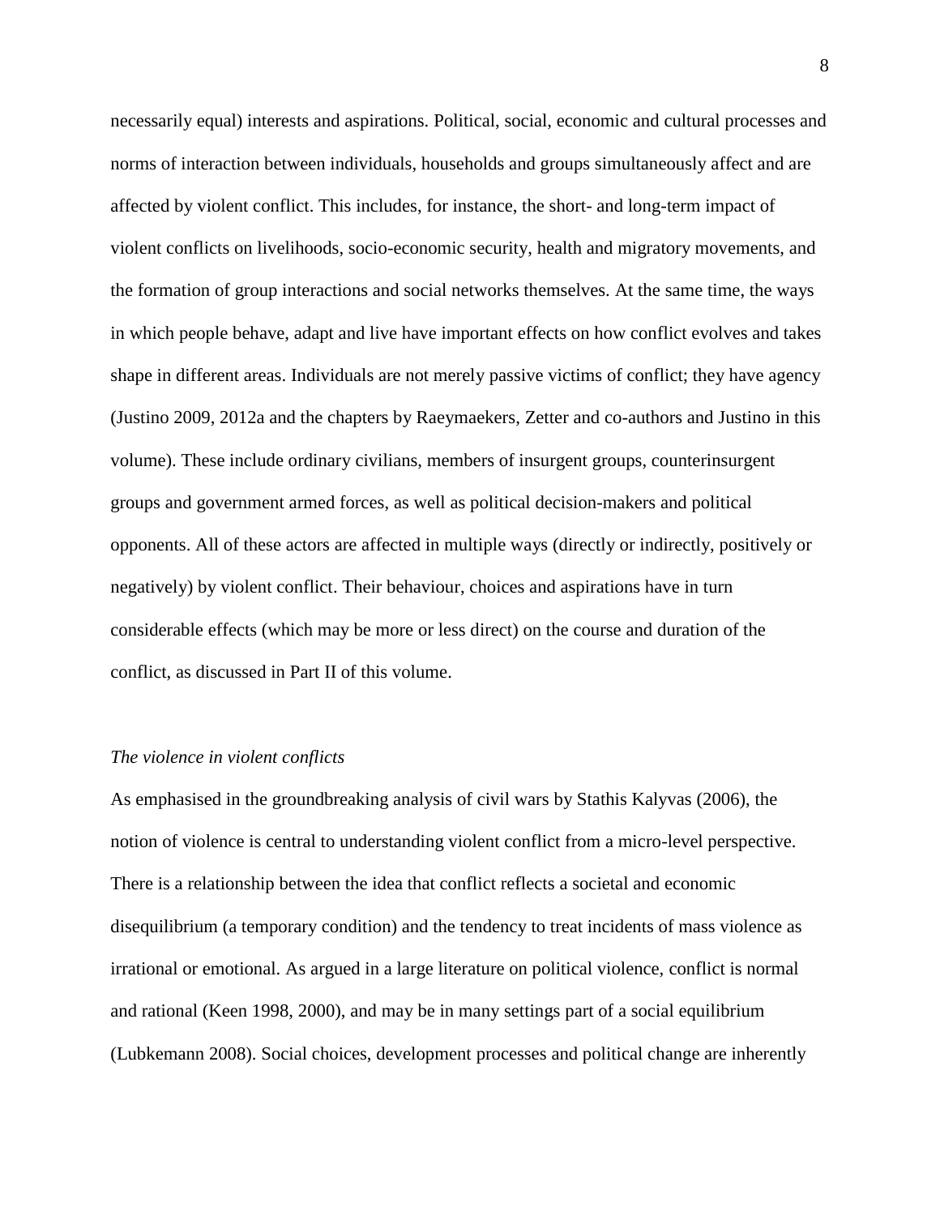necessarily equal) interests and aspirations. Political, social, economic and cultural processes and norms of interaction between individuals, households and groups simultaneously affect and are affected by violent conflict. This includes, for instance, the short- and long-term impact of violent conflicts on livelihoods, socio-economic security, health and migratory movements, and the formation of group interactions and social networks themselves. At the same time, the ways in which people behave, adapt and live have important effects on how conflict evolves and takes shape in different areas. Individuals are not merely passive victims of conflict; they have agency (Justino 2009, 2012a and the chapters by Raeymaekers, Zetter and co-authors and Justino in this volume). These include ordinary civilians, members of insurgent groups, counterinsurgent groups and government armed forces, as well as political decision-makers and political opponents. All of these actors are affected in multiple ways (directly or indirectly, positively or negatively) by violent conflict. Their behaviour, choices and aspirations have in turn considerable effects (which may be more or less direct) on the course and duration of the conflict, as discussed in Part II of this volume.

*The violence in violent conflicts*

As emphasised in the groundbreaking analysis of civil wars by Stathis Kalyvas (2006), the notion of violence is central to understanding violent conflict from a micro-level perspective. There is a relationship between the idea that conflict reflects a societal and economic disequilibrium (a temporary condition) and the tendency to treat incidents of mass violence as irrational or emotional. As argued in a large literature on political violence, conflict is normal and rational (Keen 1998, 2000), and may be in many settings part of a social equilibrium (Lubkemann 2008). Social choices, development processes and political change are inherently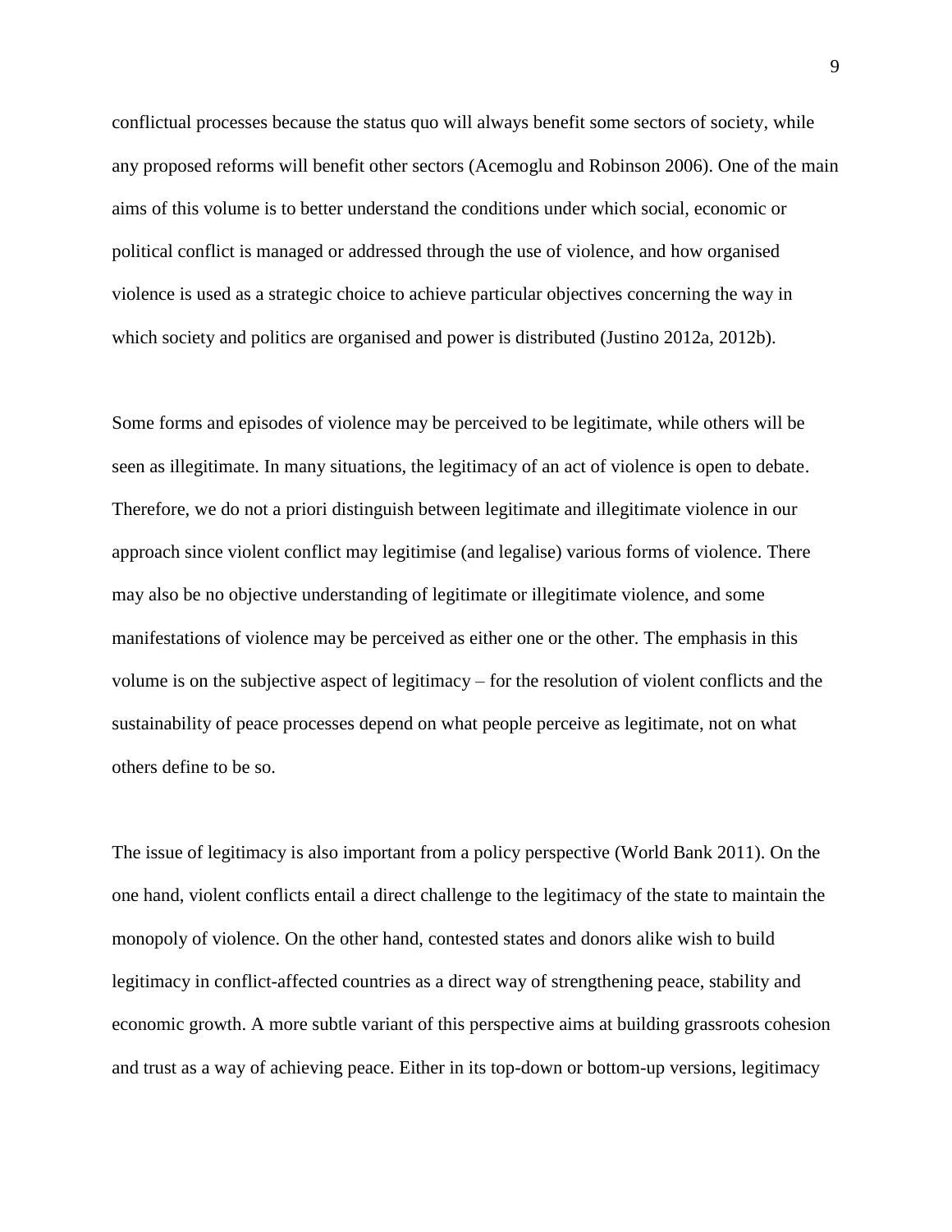conflictual processes because the status quo will always benefit some sectors of society, while any proposed reforms will benefit other sectors (Acemoglu and Robinson 2006). One of the main aims of this volume is to better understand the conditions under which social, economic or political conflict is managed or addressed through the use of violence, and how organised violence is used as a strategic choice to achieve particular objectives concerning the way in which society and politics are organised and power is distributed (Justino 2012a, 2012b).

Some forms and episodes of violence may be perceived to be legitimate, while others will be seen as illegitimate. In many situations, the legitimacy of an act of violence is open to debate. Therefore, we do not a priori distinguish between legitimate and illegitimate violence in our approach since violent conflict may legitimise (and legalise) various forms of violence. There may also be no objective understanding of legitimate or illegitimate violence, and some manifestations of violence may be perceived as either one or the other. The emphasis in this volume is on the subjective aspect of legitimacy – for the resolution of violent conflicts and the sustainability of peace processes depend on what people perceive as legitimate, not on what others define to be so.

The issue of legitimacy is also important from a policy perspective (World Bank 2011). On the one hand, violent conflicts entail a direct challenge to the legitimacy of the state to maintain the monopoly of violence. On the other hand, contested states and donors alike wish to build legitimacy in conflict-affected countries as a direct way of strengthening peace, stability and economic growth. A more subtle variant of this perspective aims at building grassroots cohesion and trust as a way of achieving peace. Either in its top-down or bottom-up versions, legitimacy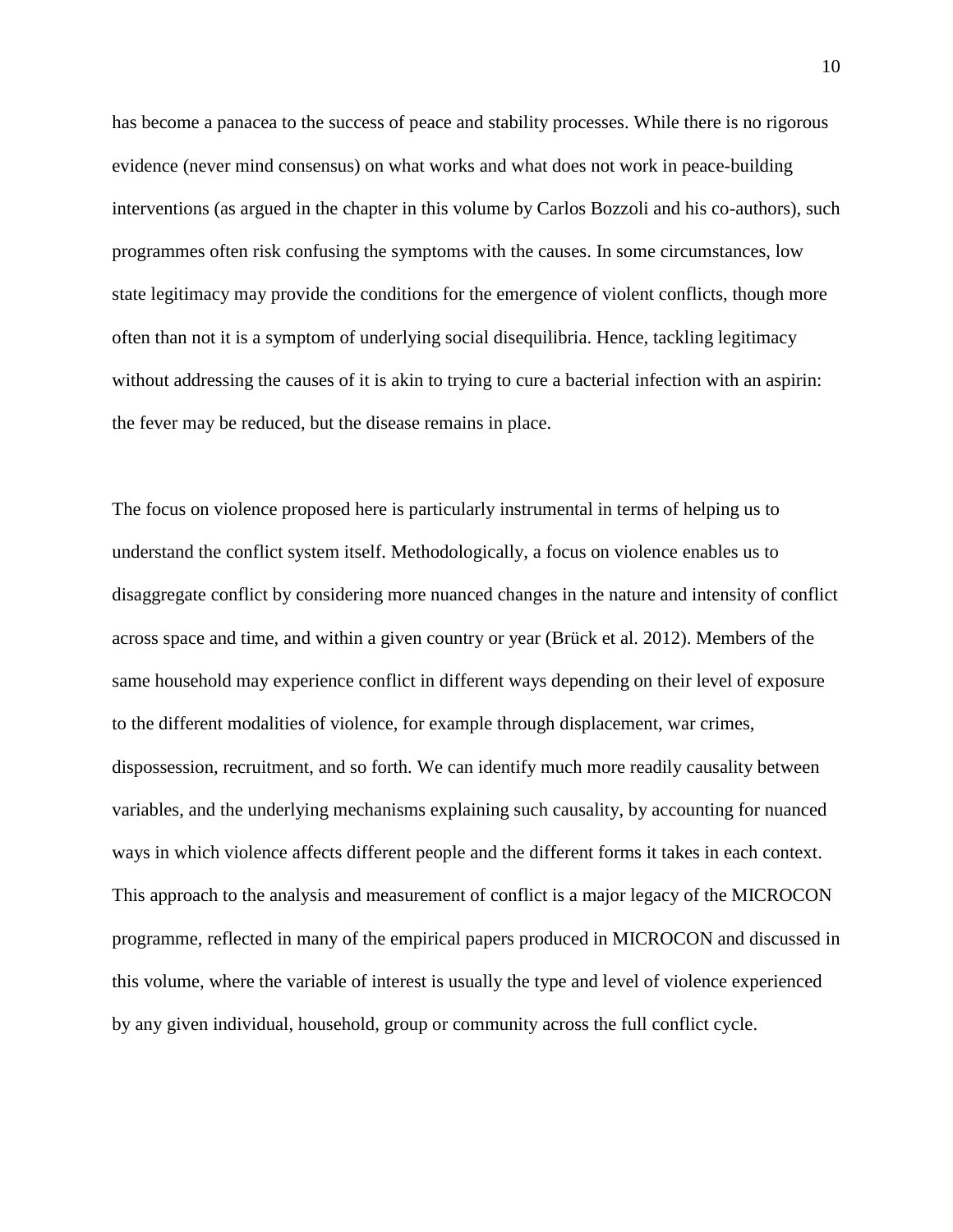has become a panacea to the success of peace and stability processes. While there is no rigorous evidence (never mind consensus) on what works and what does not work in peace-building interventions (as argued in the chapter in this volume by Carlos Bozzoli and his co-authors), such programmes often risk confusing the symptoms with the causes. In some circumstances, low state legitimacy may provide the conditions for the emergence of violent conflicts, though more often than not it is a symptom of underlying social disequilibria. Hence, tackling legitimacy without addressing the causes of it is akin to trying to cure a bacterial infection with an aspirin: the fever may be reduced, but the disease remains in place.

The focus on violence proposed here is particularly instrumental in terms of helping us to understand the conflict system itself. Methodologically, a focus on violence enables us to disaggregate conflict by considering more nuanced changes in the nature and intensity of conflict across space and time, and within a given country or year (Brück et al. 2012). Members of the same household may experience conflict in different ways depending on their level of exposure to the different modalities of violence, for example through displacement, war crimes, dispossession, recruitment, and so forth. We can identify much more readily causality between variables, and the underlying mechanisms explaining such causality, by accounting for nuanced ways in which violence affects different people and the different forms it takes in each context. This approach to the analysis and measurement of conflict is a major legacy of the MICROCON programme, reflected in many of the empirical papers produced in MICROCON and discussed in this volume, where the variable of interest is usually the type and level of violence experienced by any given individual, household, group or community across the full conflict cycle.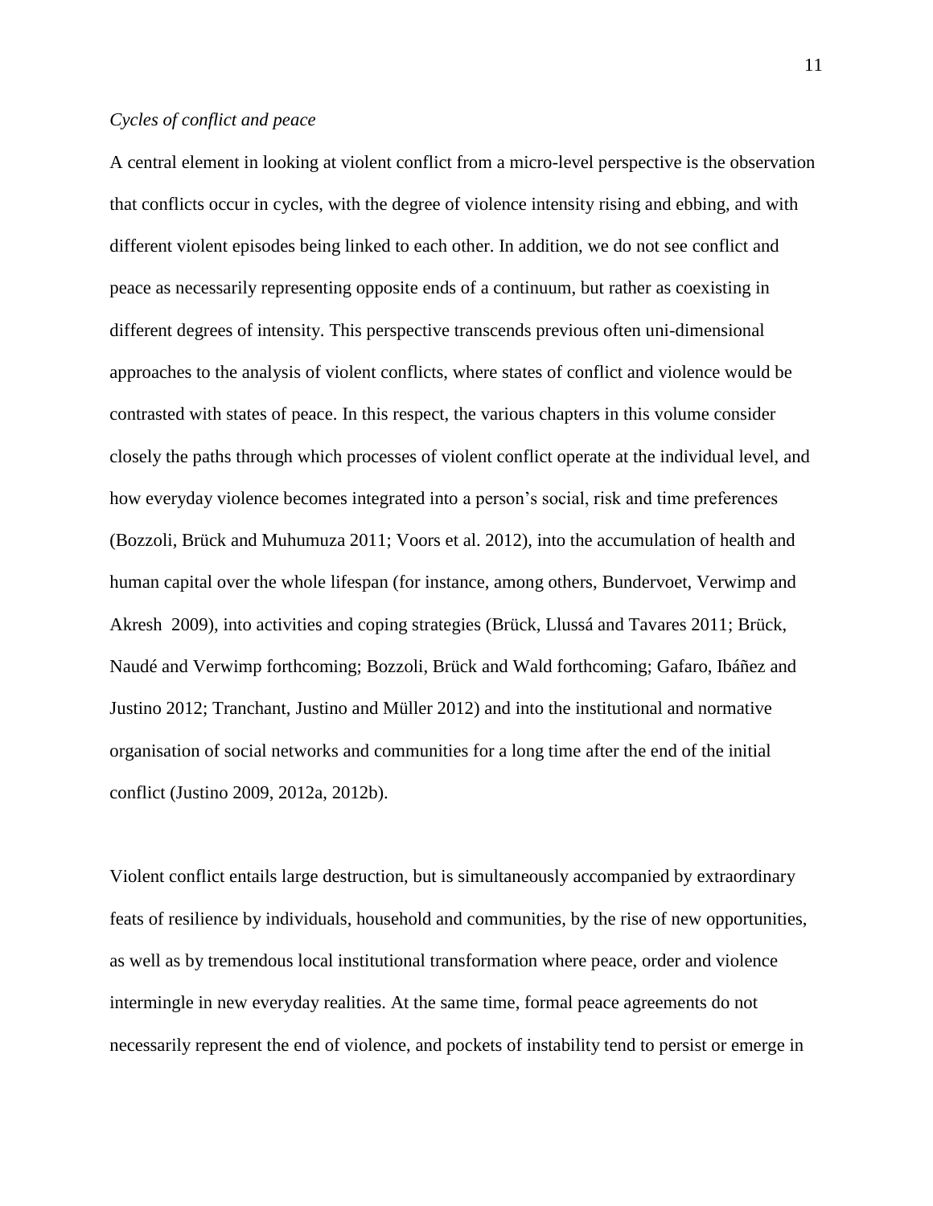*Cycles of conflict and peace*

A central element in looking at violent conflict from a micro-level perspective is the observation that conflicts occur in cycles, with the degree of violence intensity rising and ebbing, and with different violent episodes being linked to each other. In addition, we do not see conflict and peace as necessarily representing opposite ends of a continuum, but rather as coexisting in different degrees of intensity. This perspective transcends previous often uni-dimensional approaches to the analysis of violent conflicts, where states of conflict and violence would be contrasted with states of peace. In this respect, the various chapters in this volume consider closely the paths through which processes of violent conflict operate at the individual level, and how everyday violence becomes integrated into a person's social, risk and time preferences (Bozzoli, Brück and Muhumuza 2011; Voors et al. 2012), into the accumulation of health and human capital over the whole lifespan (for instance, among others, Bundervoet, Verwimp and Akresh 2009), into activities and coping strategies (Brück, Llussá and Tavares 2011; Brück, Naudé and Verwimp forthcoming; Bozzoli, Brück and Wald forthcoming; Gafaro, Ibáñez and Justino 2012; Tranchant, Justino and Müller 2012) and into the institutional and normative organisation of social networks and communities for a long time after the end of the initial conflict (Justino 2009, 2012a, 2012b).

Violent conflict entails large destruction, but is simultaneously accompanied by extraordinary feats of resilience by individuals, household and communities, by the rise of new opportunities, as well as by tremendous local institutional transformation where peace, order and violence intermingle in new everyday realities. At the same time, formal peace agreements do not necessarily represent the end of violence, and pockets of instability tend to persist or emerge in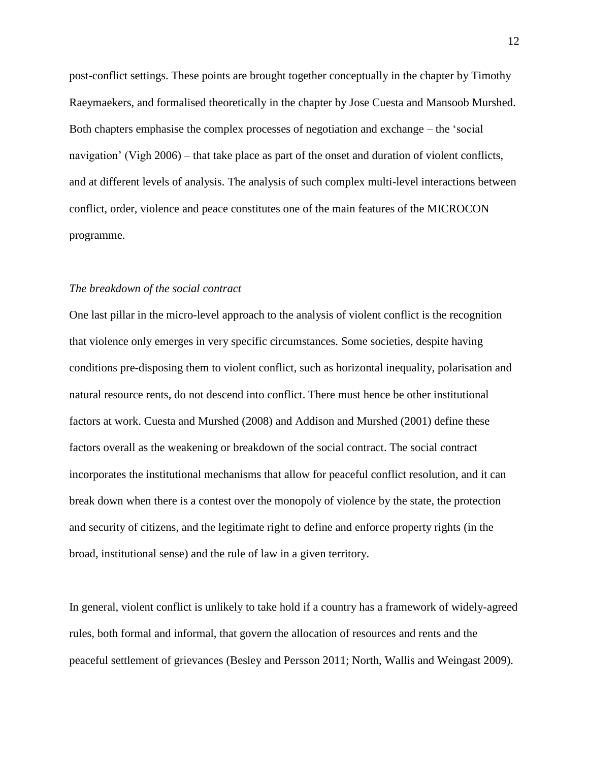post-conflict settings. These points are brought together conceptually in the chapter by Timothy Raeymaekers, and formalised theoretically in the chapter by Jose Cuesta and Mansoob Murshed. Both chapters emphasise the complex processes of negotiation and exchange – the 'social navigation' (Vigh 2006) – that take place as part of the onset and duration of violent conflicts, and at different levels of analysis. The analysis of such complex multi-level interactions between conflict, order, violence and peace constitutes one of the main features of the MICROCON programme.

*The breakdown of the social contract*

One last pillar in the micro-level approach to the analysis of violent conflict is the recognition that violence only emerges in very specific circumstances. Some societies, despite having conditions pre-disposing them to violent conflict, such as horizontal inequality, polarisation and natural resource rents, do not descend into conflict. There must hence be other institutional factors at work. Cuesta and Murshed (2008) and Addison and Murshed (2001) define these factors overall as the weakening or breakdown of the social contract. The social contract incorporates the institutional mechanisms that allow for peaceful conflict resolution, and it can break down when there is a contest over the monopoly of violence by the state, the protection and security of citizens, and the legitimate right to define and enforce property rights (in the broad, institutional sense) and the rule of law in a given territory.

In general, violent conflict is unlikely to take hold if a country has a framework of widely-agreed rules, both formal and informal, that govern the allocation of resources and rents and the peaceful settlement of grievances (Besley and Persson 2011; North, Wallis and Weingast 2009).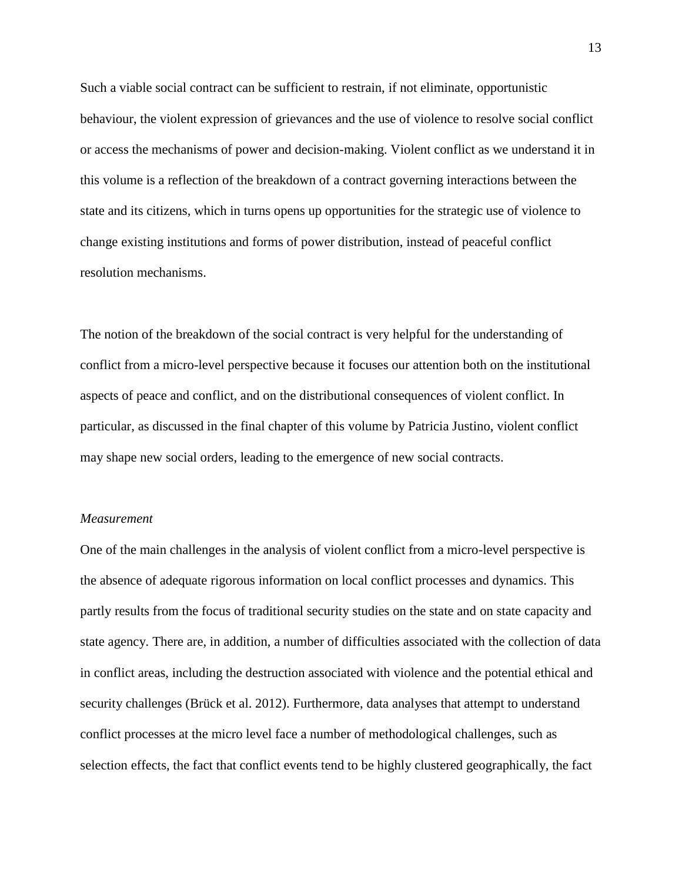Such a viable social contract can be sufficient to restrain, if not eliminate, opportunistic behaviour, the violent expression of grievances and the use of violence to resolve social conflict or access the mechanisms of power and decision-making. Violent conflict as we understand it in this volume is a reflection of the breakdown of a contract governing interactions between the state and its citizens, which in turns opens up opportunities for the strategic use of violence to change existing institutions and forms of power distribution, instead of peaceful conflict resolution mechanisms.

The notion of the breakdown of the social contract is very helpful for the understanding of conflict from a micro-level perspective because it focuses our attention both on the institutional aspects of peace and conflict, and on the distributional consequences of violent conflict. In particular, as discussed in the final chapter of this volume by Patricia Justino, violent conflict may shape new social orders, leading to the emergence of new social contracts.

*Measurement*

One of the main challenges in the analysis of violent conflict from a micro-level perspective is the absence of adequate rigorous information on local conflict processes and dynamics. This partly results from the focus of traditional security studies on the state and on state capacity and state agency. There are, in addition, a number of difficulties associated with the collection of data in conflict areas, including the destruction associated with violence and the potential ethical and security challenges (Brück et al. 2012). Furthermore, data analyses that attempt to understand conflict processes at the micro level face a number of methodological challenges, such as selection effects, the fact that conflict events tend to be highly clustered geographically, the fact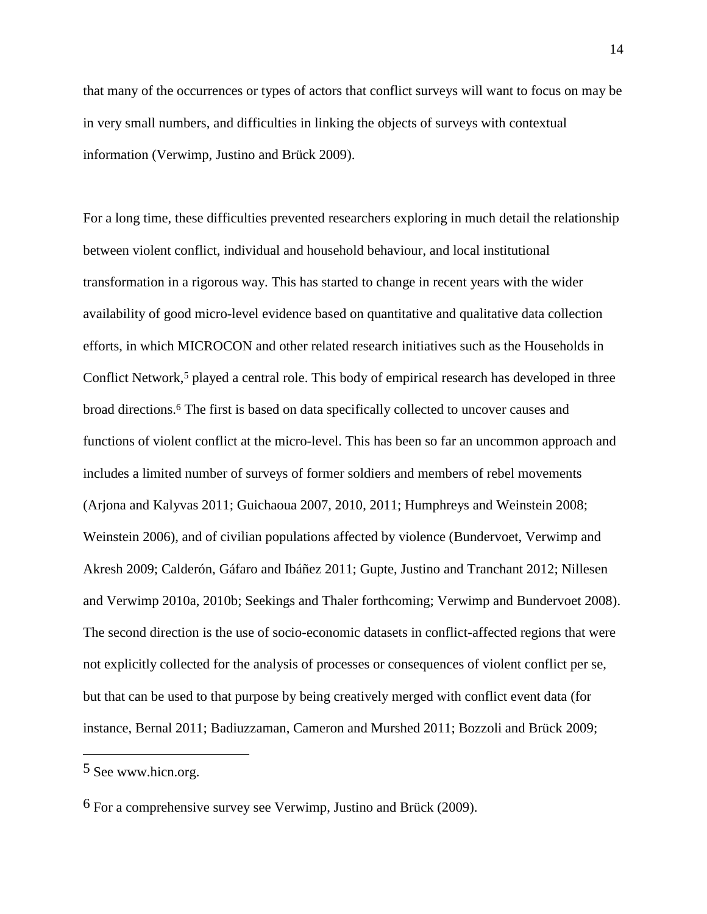that many of the occurrences or types of actors that conflict surveys will want to focus on may be in very small numbers, and difficulties in linking the objects of surveys with contextual information (Verwimp, Justino and Brück 2009).

For a long time, these difficulties prevented researchers exploring in much detail the relationship between violent conflict, individual and household behaviour, and local institutional transformation in a rigorous way. This has started to change in recent years with the wider availability of good micro-level evidence based on quantitative and qualitative data collection efforts, in which MICROCON and other related research initiatives such as the Households in Conflict Network,[5] played a central role. This body of empirical research has developed in three broad directions.[6] The first is based on data specifically collected to uncover causes and functions of violent conflict at the micro-level. This has been so far an uncommon approach and includes a limited number of surveys of former soldiers and members of rebel movements (Arjona and Kalyvas 2011; Guichaoua 2007, 2010, 2011; Humphreys and Weinstein 2008; Weinstein 2006), and of civilian populations affected by violence (Bundervoet, Verwimp and Akresh 2009; Calderón, Gáfaro and Ibáñez 2011; Gupte, Justino and Tranchant 2012; Nillesen and Verwimp 2010a, 2010b; Seekings and Thaler forthcoming; Verwimp and Bundervoet 2008). The second direction is the use of socio-economic datasets in conflict-affected regions that were not explicitly collected for the analysis of processes or consequences of violent conflict per se, but that can be used to that purpose by being creatively merged with conflict event data (for instance, Bernal 2011; Badiuzzaman, Cameron and Murshed 2011; Bozzoli and Brück 2009;

---

[5] See www.hicn.org.

[6] For a comprehensive survey see Verwimp, Justino and Brück (2009).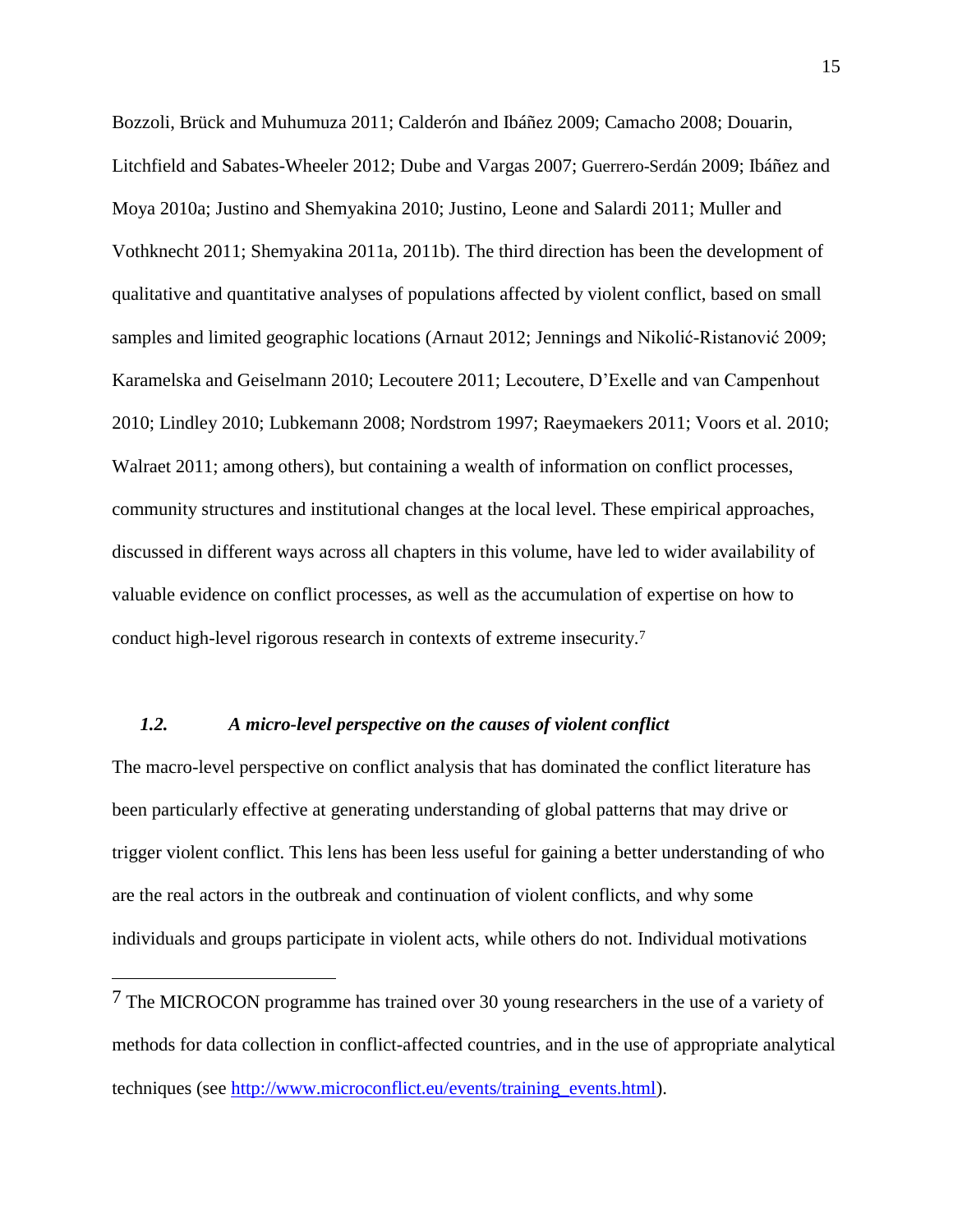Bozzoli, Brück and Muhumuza 2011; Calderón and Ibáñez 2009; Camacho 2008; Douarin, Litchfield and Sabates-Wheeler 2012; Dube and Vargas 2007; Guerrero-Serdán 2009; Ibáñez and Moya 2010a; Justino and Shemyakina 2010; Justino, Leone and Salardi 2011; Muller and Vothknecht 2011; Shemyakina 2011a, 2011b). The third direction has been the development of qualitative and quantitative analyses of populations affected by violent conflict, based on small samples and limited geographic locations (Arnaut 2012; Jennings and Nikolić-Ristanović 2009; Karamelska and Geiselmann 2010; Lecoutere 2011; Lecoutere, D'Exelle and van Campenhout 2010; Lindley 2010; Lubkemann 2008; Nordstrom 1997; Raeymaekers 2011; Voors et al. 2010; Walraet 2011; among others), but containing a wealth of information on conflict processes, community structures and institutional changes at the local level. These empirical approaches, discussed in different ways across all chapters in this volume, have led to wider availability of valuable evidence on conflict processes, as well as the accumulation of expertise on how to conduct high-level rigorous research in contexts of extreme insecurity.[7]

### *1.2. A micro-level perspective on the causes of violent conflict*

The macro-level perspective on conflict analysis that has dominated the conflict literature has been particularly effective at generating understanding of global patterns that may drive or trigger violent conflict. This lens has been less useful for gaining a better understanding of who are the real actors in the outbreak and continuation of violent conflicts, and why some individuals and groups participate in violent acts, while others do not. Individual motivations

---

[7] The MICROCON programme has trained over 30 young researchers in the use of a variety of methods for data collection in conflict-affected countries, and in the use of appropriate analytical techniques (see http://www.microconflict.eu/events/training_events.html).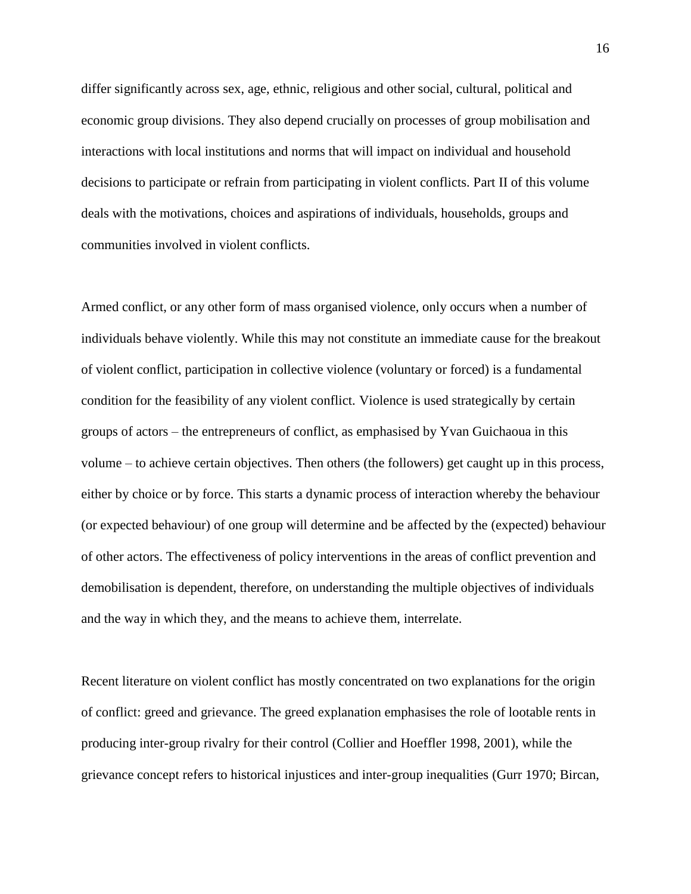differ significantly across sex, age, ethnic, religious and other social, cultural, political and economic group divisions. They also depend crucially on processes of group mobilisation and interactions with local institutions and norms that will impact on individual and household decisions to participate or refrain from participating in violent conflicts. Part II of this volume deals with the motivations, choices and aspirations of individuals, households, groups and communities involved in violent conflicts.

Armed conflict, or any other form of mass organised violence, only occurs when a number of individuals behave violently. While this may not constitute an immediate cause for the breakout of violent conflict, participation in collective violence (voluntary or forced) is a fundamental condition for the feasibility of any violent conflict. Violence is used strategically by certain groups of actors – the entrepreneurs of conflict, as emphasised by Yvan Guichaoua in this volume – to achieve certain objectives. Then others (the followers) get caught up in this process, either by choice or by force. This starts a dynamic process of interaction whereby the behaviour (or expected behaviour) of one group will determine and be affected by the (expected) behaviour of other actors. The effectiveness of policy interventions in the areas of conflict prevention and demobilisation is dependent, therefore, on understanding the multiple objectives of individuals and the way in which they, and the means to achieve them, interrelate.

Recent literature on violent conflict has mostly concentrated on two explanations for the origin of conflict: greed and grievance. The greed explanation emphasises the role of lootable rents in producing inter-group rivalry for their control (Collier and Hoeffler 1998, 2001), while the grievance concept refers to historical injustices and inter-group inequalities (Gurr 1970; Bircan,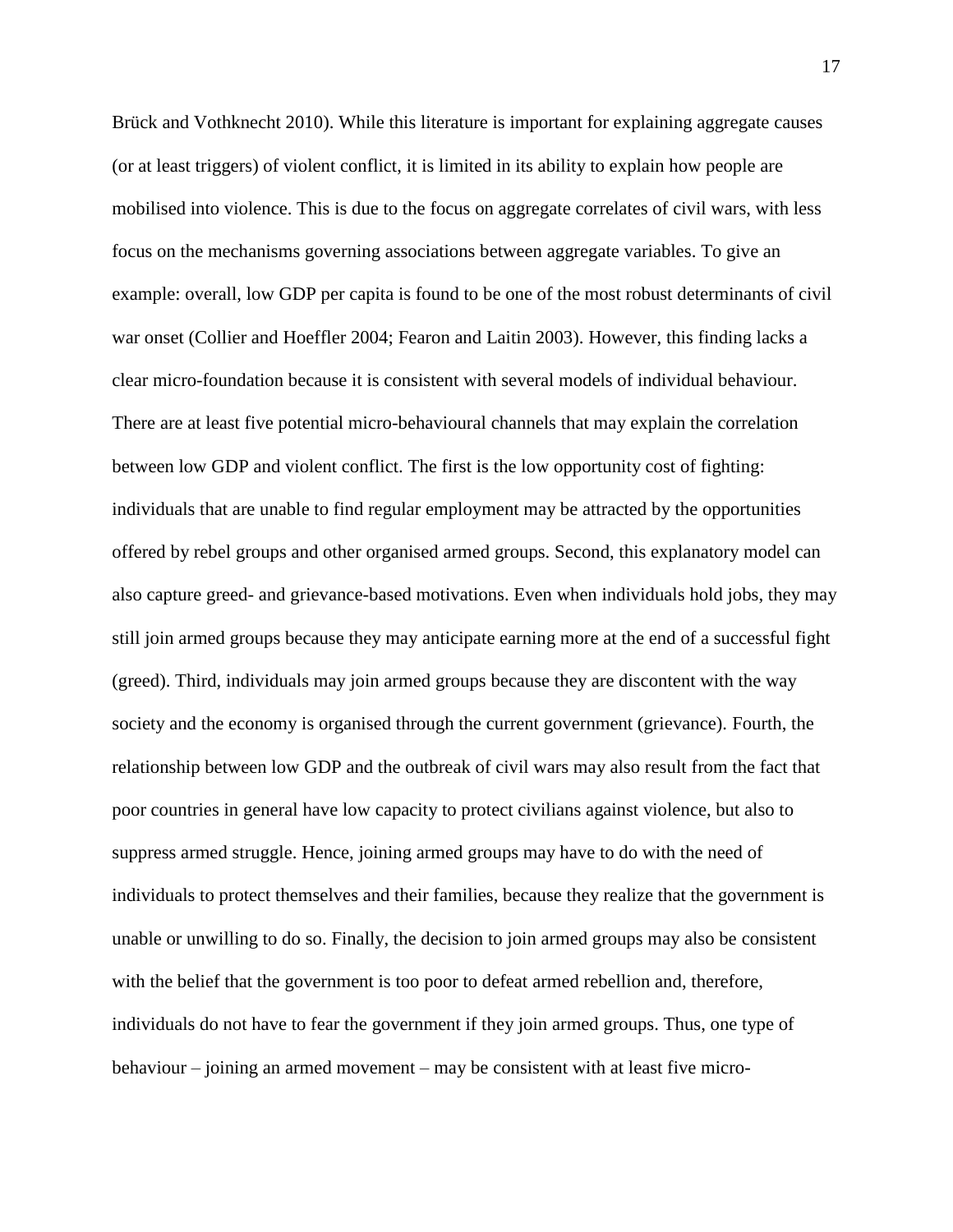Brück and Vothknecht 2010). While this literature is important for explaining aggregate causes (or at least triggers) of violent conflict, it is limited in its ability to explain how people are mobilised into violence. This is due to the focus on aggregate correlates of civil wars, with less focus on the mechanisms governing associations between aggregate variables. To give an example: overall, low GDP per capita is found to be one of the most robust determinants of civil war onset (Collier and Hoeffler 2004; Fearon and Laitin 2003). However, this finding lacks a clear micro-foundation because it is consistent with several models of individual behaviour. There are at least five potential micro-behavioural channels that may explain the correlation between low GDP and violent conflict. The first is the low opportunity cost of fighting: individuals that are unable to find regular employment may be attracted by the opportunities offered by rebel groups and other organised armed groups. Second, this explanatory model can also capture greed- and grievance-based motivations. Even when individuals hold jobs, they may still join armed groups because they may anticipate earning more at the end of a successful fight (greed). Third, individuals may join armed groups because they are discontent with the way society and the economy is organised through the current government (grievance). Fourth, the relationship between low GDP and the outbreak of civil wars may also result from the fact that poor countries in general have low capacity to protect civilians against violence, but also to suppress armed struggle. Hence, joining armed groups may have to do with the need of individuals to protect themselves and their families, because they realize that the government is unable or unwilling to do so. Finally, the decision to join armed groups may also be consistent with the belief that the government is too poor to defeat armed rebellion and, therefore, individuals do not have to fear the government if they join armed groups. Thus, one type of behaviour – joining an armed movement – may be consistent with at least five micro-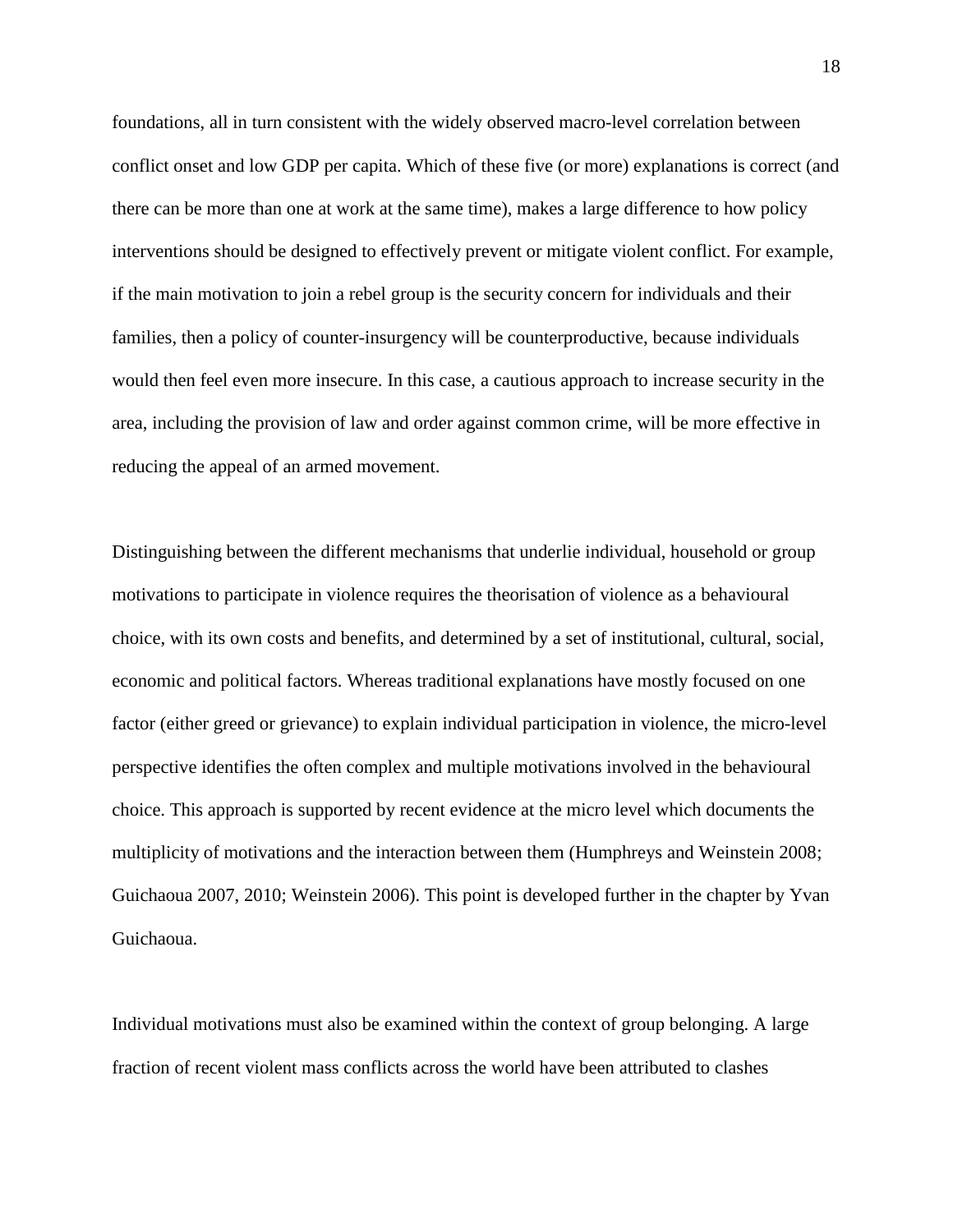foundations, all in turn consistent with the widely observed macro-level correlation between conflict onset and low GDP per capita. Which of these five (or more) explanations is correct (and there can be more than one at work at the same time), makes a large difference to how policy interventions should be designed to effectively prevent or mitigate violent conflict. For example, if the main motivation to join a rebel group is the security concern for individuals and their families, then a policy of counter-insurgency will be counterproductive, because individuals would then feel even more insecure. In this case, a cautious approach to increase security in the area, including the provision of law and order against common crime, will be more effective in reducing the appeal of an armed movement.

Distinguishing between the different mechanisms that underlie individual, household or group motivations to participate in violence requires the theorisation of violence as a behavioural choice, with its own costs and benefits, and determined by a set of institutional, cultural, social, economic and political factors. Whereas traditional explanations have mostly focused on one factor (either greed or grievance) to explain individual participation in violence, the micro-level perspective identifies the often complex and multiple motivations involved in the behavioural choice. This approach is supported by recent evidence at the micro level which documents the multiplicity of motivations and the interaction between them (Humphreys and Weinstein 2008; Guichaoua 2007, 2010; Weinstein 2006). This point is developed further in the chapter by Yvan Guichaoua.

Individual motivations must also be examined within the context of group belonging. A large fraction of recent violent mass conflicts across the world have been attributed to clashes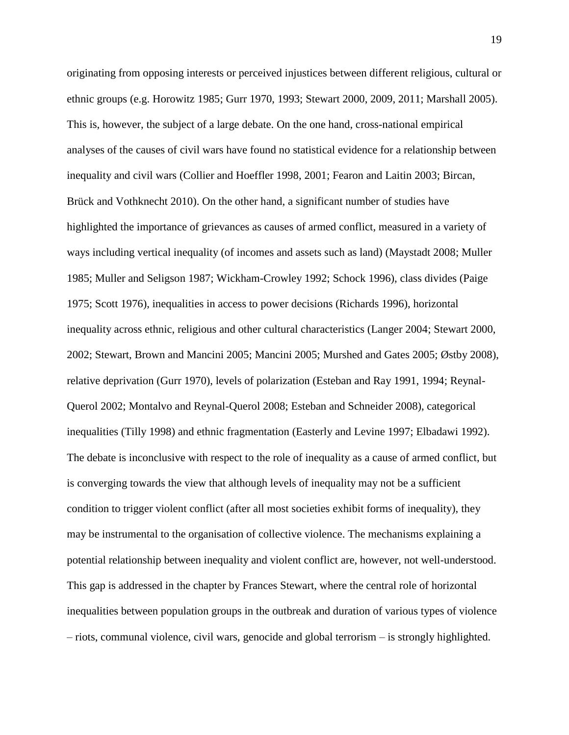originating from opposing interests or perceived injustices between different religious, cultural or ethnic groups (e.g. Horowitz 1985; Gurr 1970, 1993; Stewart 2000, 2009, 2011; Marshall 2005). This is, however, the subject of a large debate. On the one hand, cross-national empirical analyses of the causes of civil wars have found no statistical evidence for a relationship between inequality and civil wars (Collier and Hoeffler 1998, 2001; Fearon and Laitin 2003; Bircan, Brück and Vothknecht 2010). On the other hand, a significant number of studies have highlighted the importance of grievances as causes of armed conflict, measured in a variety of ways including vertical inequality (of incomes and assets such as land) (Maystadt 2008; Muller 1985; Muller and Seligson 1987; Wickham-Crowley 1992; Schock 1996), class divides (Paige 1975; Scott 1976), inequalities in access to power decisions (Richards 1996), horizontal inequality across ethnic, religious and other cultural characteristics (Langer 2004; Stewart 2000, 2002; Stewart, Brown and Mancini 2005; Mancini 2005; Murshed and Gates 2005; Østby 2008), relative deprivation (Gurr 1970), levels of polarization (Esteban and Ray 1991, 1994; Reynal-Querol 2002; Montalvo and Reynal-Querol 2008; Esteban and Schneider 2008), categorical inequalities (Tilly 1998) and ethnic fragmentation (Easterly and Levine 1997; Elbadawi 1992). The debate is inconclusive with respect to the role of inequality as a cause of armed conflict, but is converging towards the view that although levels of inequality may not be a sufficient condition to trigger violent conflict (after all most societies exhibit forms of inequality), they may be instrumental to the organisation of collective violence. The mechanisms explaining a potential relationship between inequality and violent conflict are, however, not well-understood. This gap is addressed in the chapter by Frances Stewart, where the central role of horizontal inequalities between population groups in the outbreak and duration of various types of violence – riots, communal violence, civil wars, genocide and global terrorism – is strongly highlighted.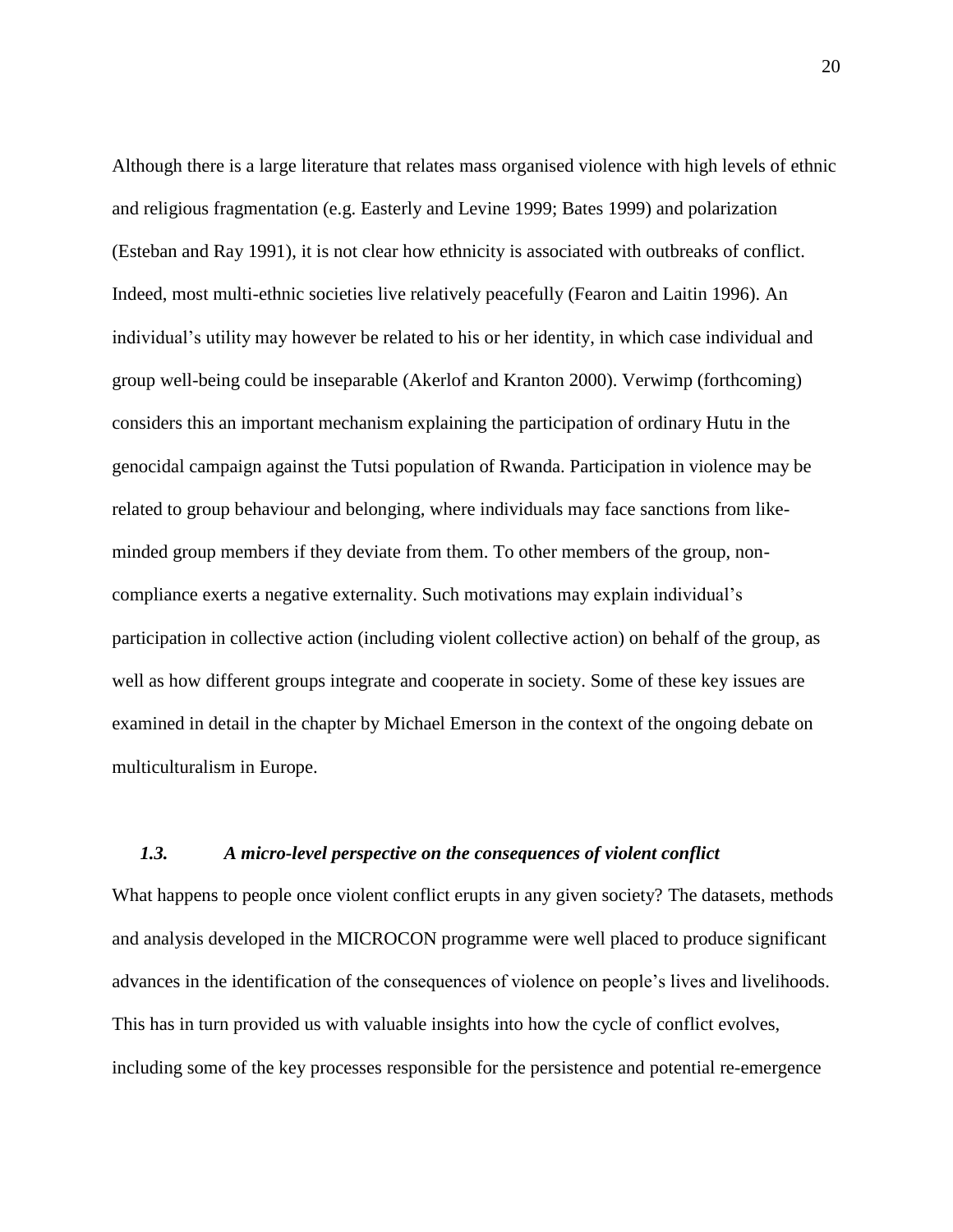Although there is a large literature that relates mass organised violence with high levels of ethnic and religious fragmentation (e.g. Easterly and Levine 1999; Bates 1999) and polarization (Esteban and Ray 1991), it is not clear how ethnicity is associated with outbreaks of conflict. Indeed, most multi-ethnic societies live relatively peacefully (Fearon and Laitin 1996). An individual's utility may however be related to his or her identity, in which case individual and group well-being could be inseparable (Akerlof and Kranton 2000). Verwimp (forthcoming) considers this an important mechanism explaining the participation of ordinary Hutu in the genocidal campaign against the Tutsi population of Rwanda. Participation in violence may be related to group behaviour and belonging, where individuals may face sanctions from like-minded group members if they deviate from them. To other members of the group, non-compliance exerts a negative externality. Such motivations may explain individual's participation in collective action (including violent collective action) on behalf of the group, as well as how different groups integrate and cooperate in society. Some of these key issues are examined in detail in the chapter by Michael Emerson in the context of the ongoing debate on multiculturalism in Europe.

### *1.3. A micro-level perspective on the consequences of violent conflict*

What happens to people once violent conflict erupts in any given society? The datasets, methods and analysis developed in the MICROCON programme were well placed to produce significant advances in the identification of the consequences of violence on people's lives and livelihoods. This has in turn provided us with valuable insights into how the cycle of conflict evolves, including some of the key processes responsible for the persistence and potential re-emergence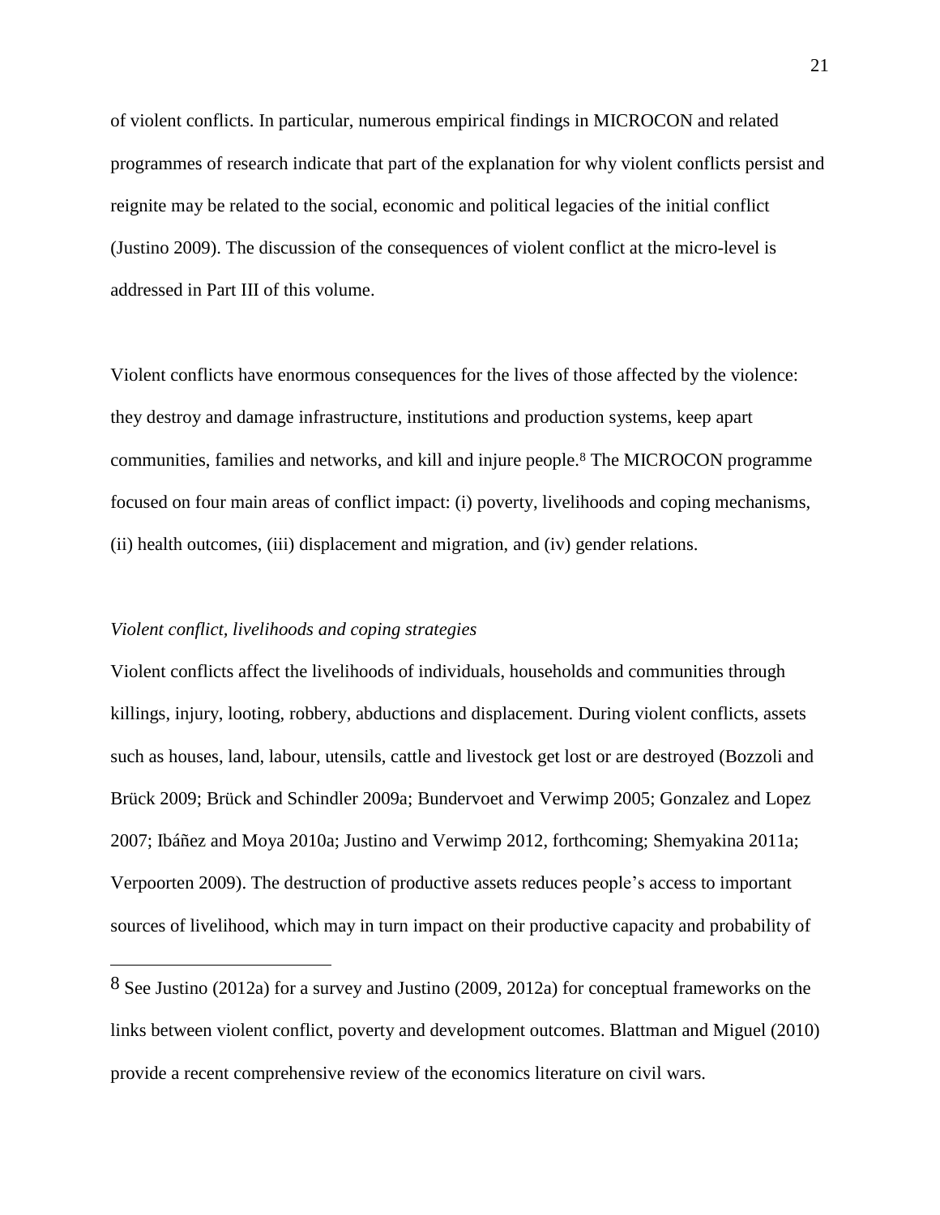of violent conflicts. In particular, numerous empirical findings in MICROCON and related programmes of research indicate that part of the explanation for why violent conflicts persist and reignite may be related to the social, economic and political legacies of the initial conflict (Justino 2009). The discussion of the consequences of violent conflict at the micro-level is addressed in Part III of this volume.

Violent conflicts have enormous consequences for the lives of those affected by the violence: they destroy and damage infrastructure, institutions and production systems, keep apart communities, families and networks, and kill and injure people.[8] The MICROCON programme focused on four main areas of conflict impact: (i) poverty, livelihoods and coping mechanisms, (ii) health outcomes, (iii) displacement and migration, and (iv) gender relations.

*Violent conflict, livelihoods and coping strategies*

Violent conflicts affect the livelihoods of individuals, households and communities through killings, injury, looting, robbery, abductions and displacement. During violent conflicts, assets such as houses, land, labour, utensils, cattle and livestock get lost or are destroyed (Bozzoli and Brück 2009; Brück and Schindler 2009a; Bundervoet and Verwimp 2005; Gonzalez and Lopez 2007; Ibáñez and Moya 2010a; Justino and Verwimp 2012, forthcoming; Shemyakina 2011a; Verpoorten 2009). The destruction of productive assets reduces people's access to important sources of livelihood, which may in turn impact on their productive capacity and probability of

[8] See Justino (2012a) for a survey and Justino (2009, 2012a) for conceptual frameworks on the links between violent conflict, poverty and development outcomes. Blattman and Miguel (2010) provide a recent comprehensive review of the economics literature on civil wars.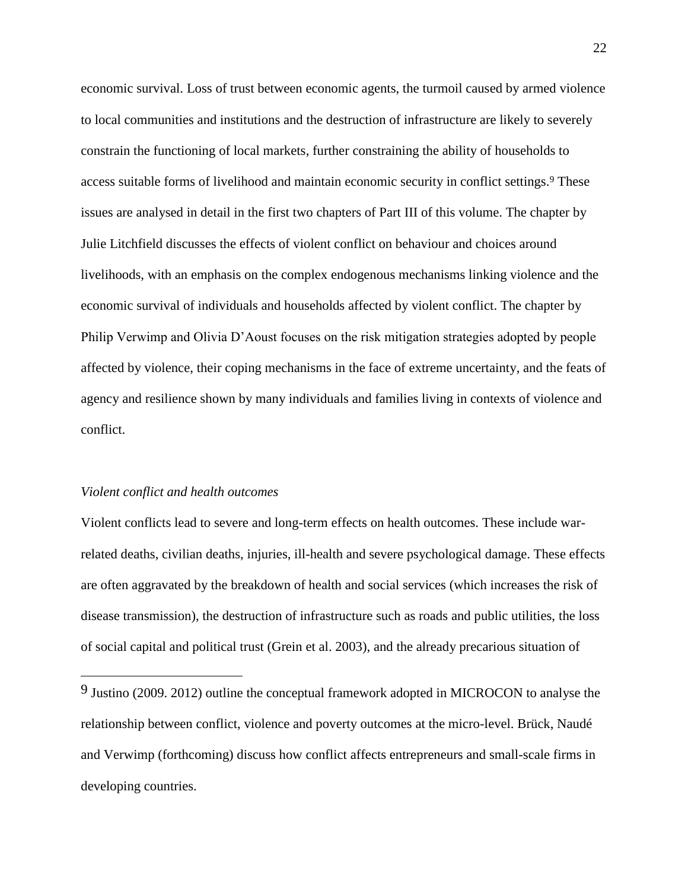economic survival. Loss of trust between economic agents, the turmoil caused by armed violence to local communities and institutions and the destruction of infrastructure are likely to severely constrain the functioning of local markets, further constraining the ability of households to access suitable forms of livelihood and maintain economic security in conflict settings.[9] These issues are analysed in detail in the first two chapters of Part III of this volume. The chapter by Julie Litchfield discusses the effects of violent conflict on behaviour and choices around livelihoods, with an emphasis on the complex endogenous mechanisms linking violence and the economic survival of individuals and households affected by violent conflict. The chapter by Philip Verwimp and Olivia D'Aoust focuses on the risk mitigation strategies adopted by people affected by violence, their coping mechanisms in the face of extreme uncertainty, and the feats of agency and resilience shown by many individuals and families living in contexts of violence and conflict.

*Violent conflict and health outcomes*

Violent conflicts lead to severe and long-term effects on health outcomes. These include war-related deaths, civilian deaths, injuries, ill-health and severe psychological damage. These effects are often aggravated by the breakdown of health and social services (which increases the risk of disease transmission), the destruction of infrastructure such as roads and public utilities, the loss of social capital and political trust (Grein et al. 2003), and the already precarious situation of

---

[9] Justino (2009. 2012) outline the conceptual framework adopted in MICROCON to analyse the relationship between conflict, violence and poverty outcomes at the micro-level. Brück, Naudé and Verwimp (forthcoming) discuss how conflict affects entrepreneurs and small-scale firms in developing countries.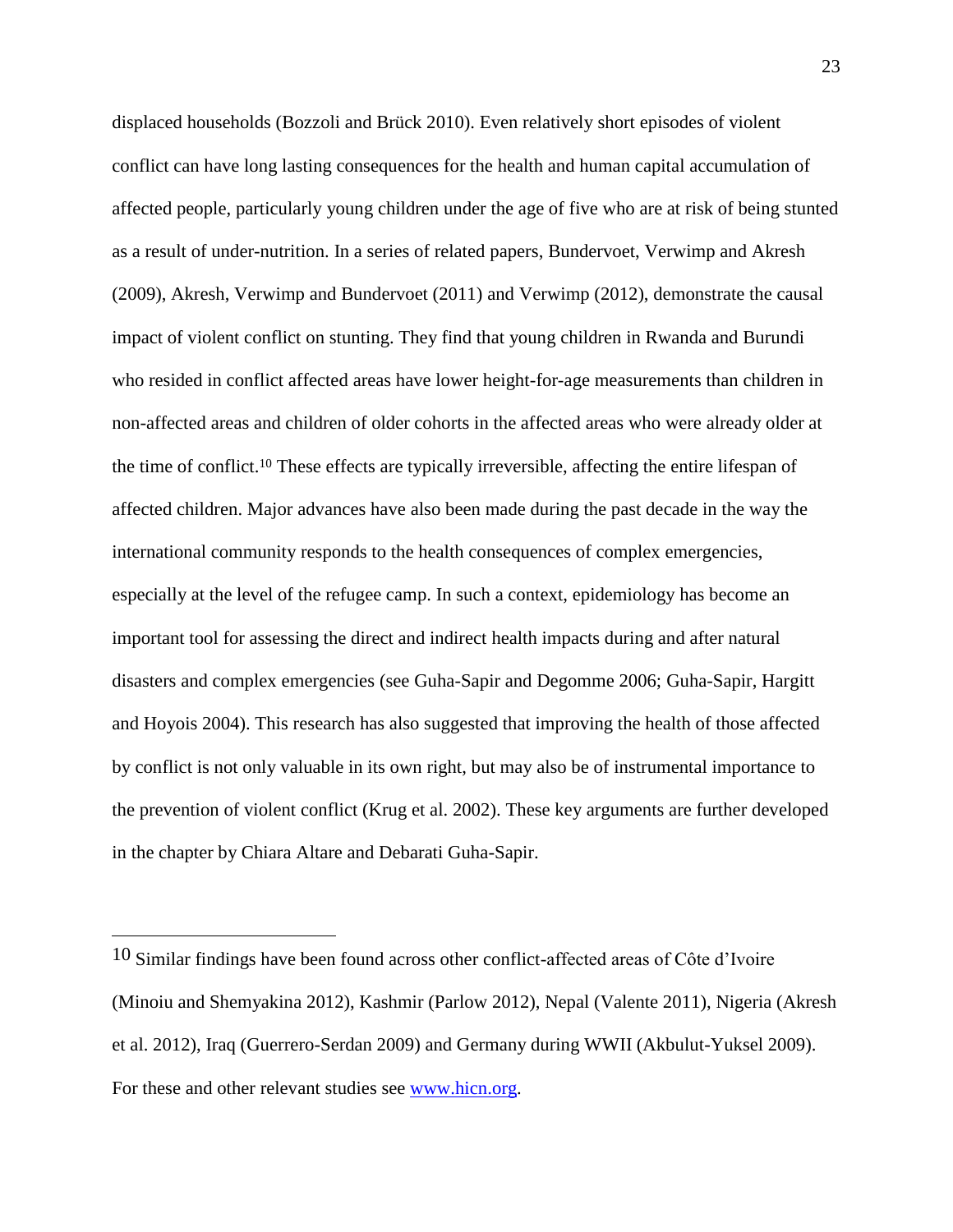displaced households (Bozzoli and Brück 2010). Even relatively short episodes of violent conflict can have long lasting consequences for the health and human capital accumulation of affected people, particularly young children under the age of five who are at risk of being stunted as a result of under-nutrition. In a series of related papers, Bundervoet, Verwimp and Akresh (2009), Akresh, Verwimp and Bundervoet (2011) and Verwimp (2012), demonstrate the causal impact of violent conflict on stunting. They find that young children in Rwanda and Burundi who resided in conflict affected areas have lower height-for-age measurements than children in non-affected areas and children of older cohorts in the affected areas who were already older at the time of conflict.[10] These effects are typically irreversible, affecting the entire lifespan of affected children. Major advances have also been made during the past decade in the way the international community responds to the health consequences of complex emergencies, especially at the level of the refugee camp. In such a context, epidemiology has become an important tool for assessing the direct and indirect health impacts during and after natural disasters and complex emergencies (see Guha-Sapir and Degomme 2006; Guha-Sapir, Hargitt and Hoyois 2004). This research has also suggested that improving the health of those affected by conflict is not only valuable in its own right, but may also be of instrumental importance to the prevention of violent conflict (Krug et al. 2002). These key arguments are further developed in the chapter by Chiara Altare and Debarati Guha-Sapir.

---

[10] Similar findings have been found across other conflict-affected areas of Côte d'Ivoire (Minoiu and Shemyakina 2012), Kashmir (Parlow 2012), Nepal (Valente 2011), Nigeria (Akresh et al. 2012), Iraq (Guerrero-Serdan 2009) and Germany during WWII (Akbulut-Yuksel 2009). For these and other relevant studies see [www.hicn.org](http://www.hicn.org).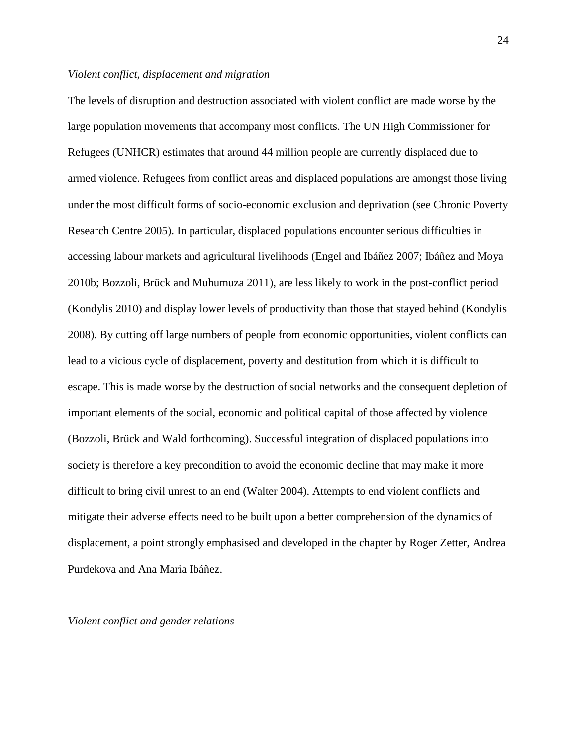*Violent conflict, displacement and migration*

The levels of disruption and destruction associated with violent conflict are made worse by the large population movements that accompany most conflicts. The UN High Commissioner for Refugees (UNHCR) estimates that around 44 million people are currently displaced due to armed violence. Refugees from conflict areas and displaced populations are amongst those living under the most difficult forms of socio-economic exclusion and deprivation (see Chronic Poverty Research Centre 2005). In particular, displaced populations encounter serious difficulties in accessing labour markets and agricultural livelihoods (Engel and Ibáñez 2007; Ibáñez and Moya 2010b; Bozzoli, Brück and Muhumuza 2011), are less likely to work in the post-conflict period (Kondylis 2010) and display lower levels of productivity than those that stayed behind (Kondylis 2008). By cutting off large numbers of people from economic opportunities, violent conflicts can lead to a vicious cycle of displacement, poverty and destitution from which it is difficult to escape. This is made worse by the destruction of social networks and the consequent depletion of important elements of the social, economic and political capital of those affected by violence (Bozzoli, Brück and Wald forthcoming). Successful integration of displaced populations into society is therefore a key precondition to avoid the economic decline that may make it more difficult to bring civil unrest to an end (Walter 2004). Attempts to end violent conflicts and mitigate their adverse effects need to be built upon a better comprehension of the dynamics of displacement, a point strongly emphasised and developed in the chapter by Roger Zetter, Andrea Purdekova and Ana Maria Ibáñez.

*Violent conflict and gender relations*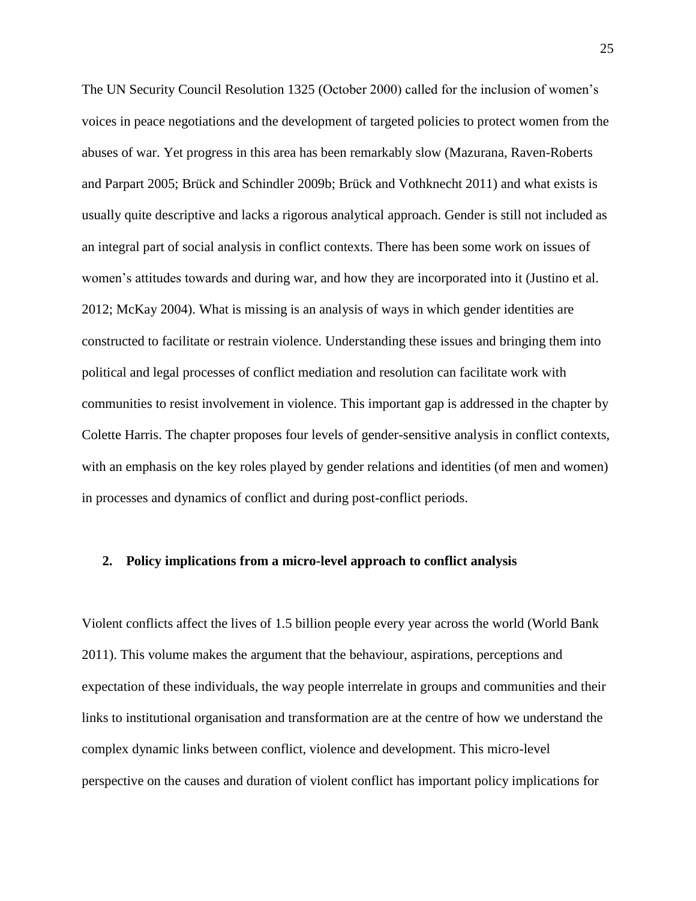The UN Security Council Resolution 1325 (October 2000) called for the inclusion of women's voices in peace negotiations and the development of targeted policies to protect women from the abuses of war. Yet progress in this area has been remarkably slow (Mazurana, Raven-Roberts and Parpart 2005; Brück and Schindler 2009b; Brück and Vothknecht 2011) and what exists is usually quite descriptive and lacks a rigorous analytical approach. Gender is still not included as an integral part of social analysis in conflict contexts. There has been some work on issues of women's attitudes towards and during war, and how they are incorporated into it (Justino et al. 2012; McKay 2004). What is missing is an analysis of ways in which gender identities are constructed to facilitate or restrain violence. Understanding these issues and bringing them into political and legal processes of conflict mediation and resolution can facilitate work with communities to resist involvement in violence. This important gap is addressed in the chapter by Colette Harris. The chapter proposes four levels of gender-sensitive analysis in conflict contexts, with an emphasis on the key roles played by gender relations and identities (of men and women) in processes and dynamics of conflict and during post-conflict periods.

## 2. Policy implications from a micro-level approach to conflict analysis

Violent conflicts affect the lives of 1.5 billion people every year across the world (World Bank 2011). This volume makes the argument that the behaviour, aspirations, perceptions and expectation of these individuals, the way people interrelate in groups and communities and their links to institutional organisation and transformation are at the centre of how we understand the complex dynamic links between conflict, violence and development. This micro-level perspective on the causes and duration of violent conflict has important policy implications for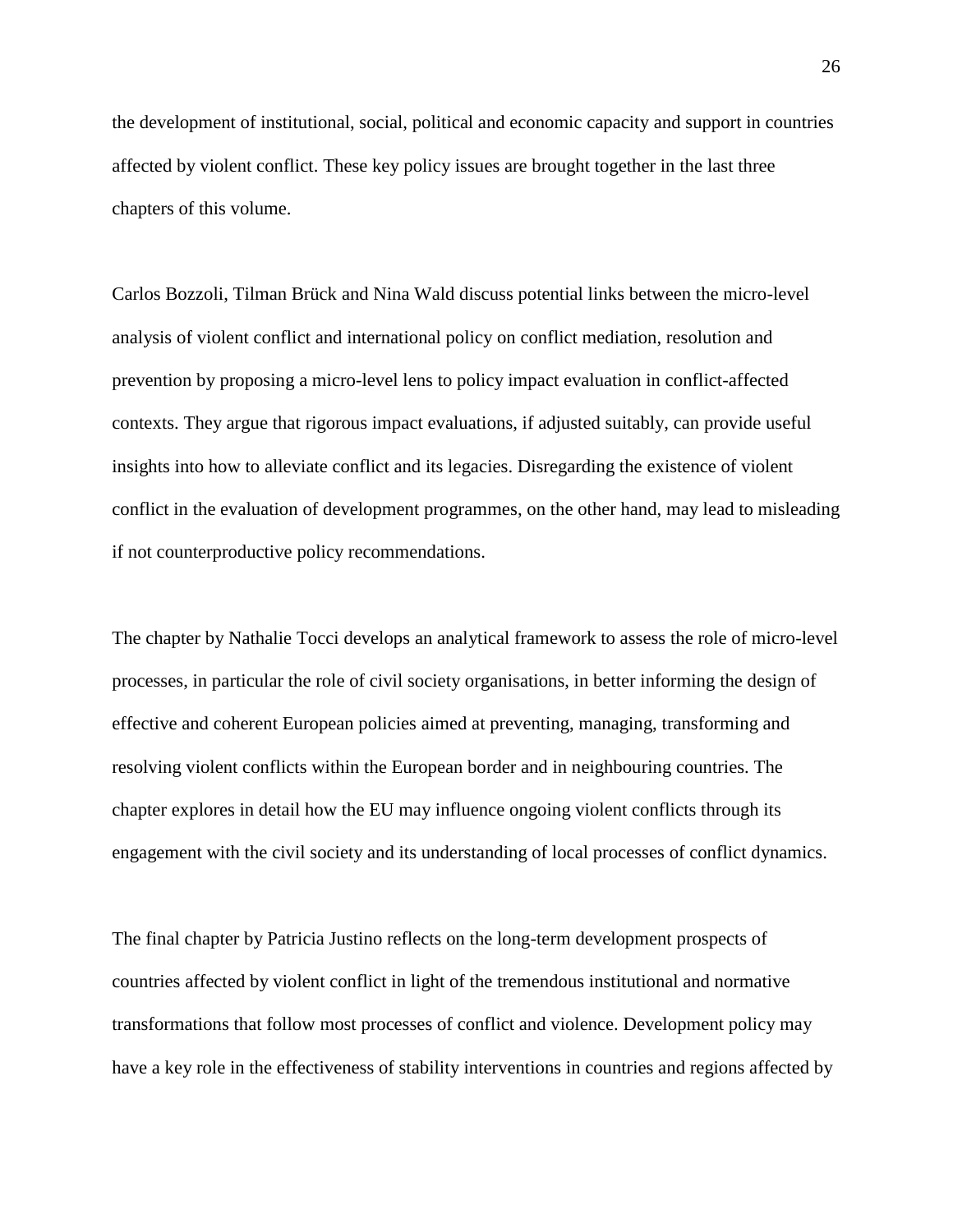the development of institutional, social, political and economic capacity and support in countries affected by violent conflict. These key policy issues are brought together in the last three chapters of this volume.

Carlos Bozzoli, Tilman Brück and Nina Wald discuss potential links between the micro-level analysis of violent conflict and international policy on conflict mediation, resolution and prevention by proposing a micro-level lens to policy impact evaluation in conflict-affected contexts. They argue that rigorous impact evaluations, if adjusted suitably, can provide useful insights into how to alleviate conflict and its legacies. Disregarding the existence of violent conflict in the evaluation of development programmes, on the other hand, may lead to misleading if not counterproductive policy recommendations.

The chapter by Nathalie Tocci develops an analytical framework to assess the role of micro-level processes, in particular the role of civil society organisations, in better informing the design of effective and coherent European policies aimed at preventing, managing, transforming and resolving violent conflicts within the European border and in neighbouring countries. The chapter explores in detail how the EU may influence ongoing violent conflicts through its engagement with the civil society and its understanding of local processes of conflict dynamics.

The final chapter by Patricia Justino reflects on the long-term development prospects of countries affected by violent conflict in light of the tremendous institutional and normative transformations that follow most processes of conflict and violence. Development policy may have a key role in the effectiveness of stability interventions in countries and regions affected by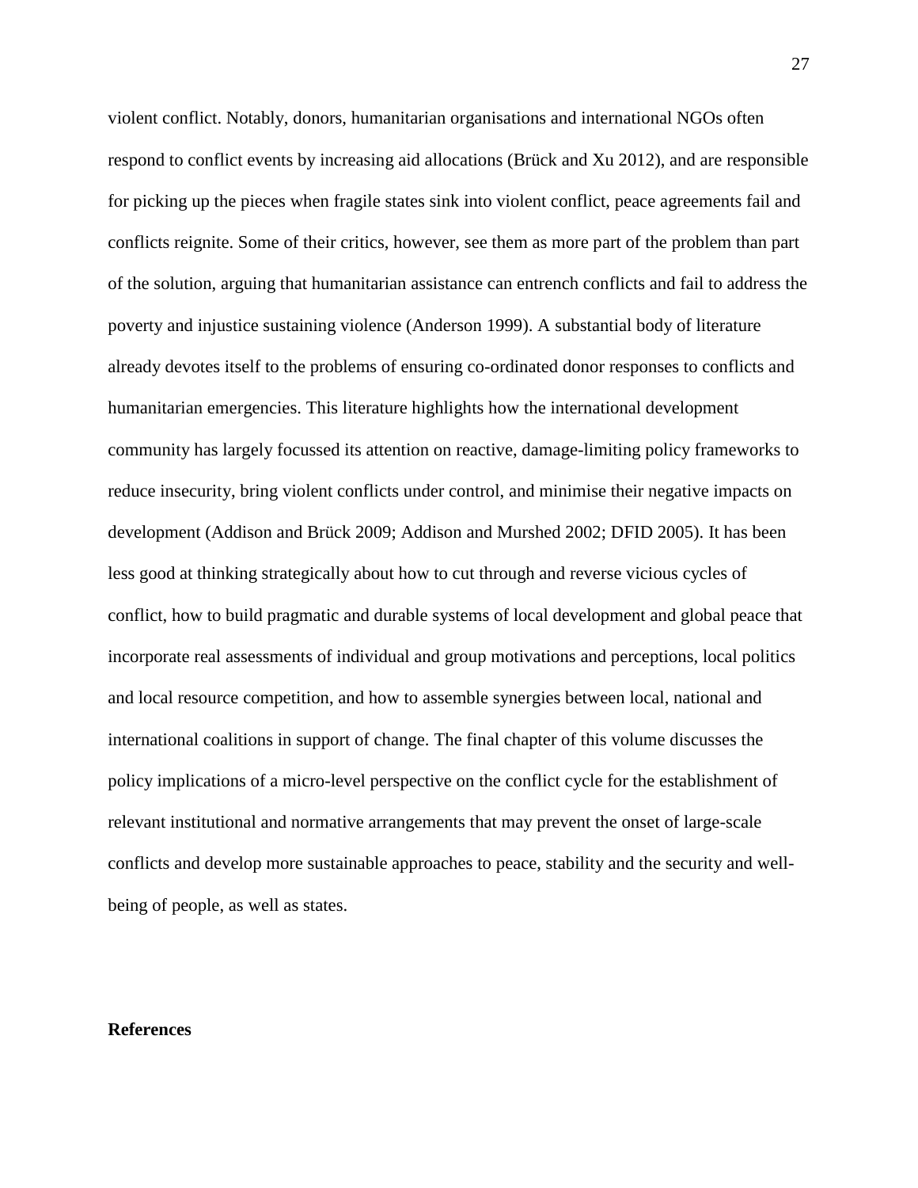violent conflict. Notably, donors, humanitarian organisations and international NGOs often respond to conflict events by increasing aid allocations (Brück and Xu 2012), and are responsible for picking up the pieces when fragile states sink into violent conflict, peace agreements fail and conflicts reignite. Some of their critics, however, see them as more part of the problem than part of the solution, arguing that humanitarian assistance can entrench conflicts and fail to address the poverty and injustice sustaining violence (Anderson 1999). A substantial body of literature already devotes itself to the problems of ensuring co-ordinated donor responses to conflicts and humanitarian emergencies. This literature highlights how the international development community has largely focussed its attention on reactive, damage-limiting policy frameworks to reduce insecurity, bring violent conflicts under control, and minimise their negative impacts on development (Addison and Brück 2009; Addison and Murshed 2002; DFID 2005). It has been less good at thinking strategically about how to cut through and reverse vicious cycles of conflict, how to build pragmatic and durable systems of local development and global peace that incorporate real assessments of individual and group motivations and perceptions, local politics and local resource competition, and how to assemble synergies between local, national and international coalitions in support of change. The final chapter of this volume discusses the policy implications of a micro-level perspective on the conflict cycle for the establishment of relevant institutional and normative arrangements that may prevent the onset of large-scale conflicts and develop more sustainable approaches to peace, stability and the security and well-being of people, as well as states.

## References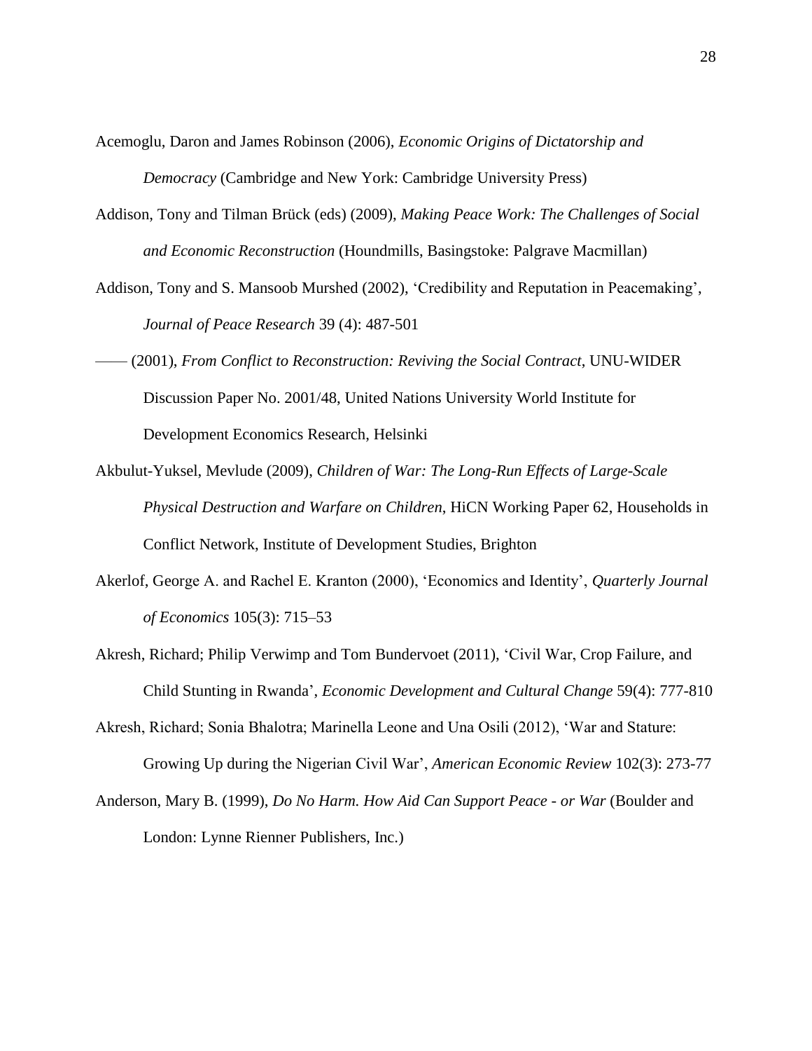Acemoglu, Daron and James Robinson (2006), *Economic Origins of Dictatorship and Democracy* (Cambridge and New York: Cambridge University Press)

Addison, Tony and Tilman Brück (eds) (2009), *Making Peace Work: The Challenges of Social and Economic Reconstruction* (Houndmills, Basingstoke: Palgrave Macmillan)

Addison, Tony and S. Mansoob Murshed (2002), 'Credibility and Reputation in Peacemaking', *Journal of Peace Research* 39 (4): 487-501

—— (2001), *From Conflict to Reconstruction: Reviving the Social Contract*, UNU-WIDER Discussion Paper No. 2001/48, United Nations University World Institute for Development Economics Research, Helsinki

Akbulut-Yuksel, Mevlude (2009), *Children of War: The Long-Run Effects of Large-Scale Physical Destruction and Warfare on Children*, HiCN Working Paper 62, Households in Conflict Network, Institute of Development Studies, Brighton

Akerlof, George A. and Rachel E. Kranton (2000), 'Economics and Identity', *Quarterly Journal of Economics* 105(3): 715–53

Akresh, Richard; Philip Verwimp and Tom Bundervoet (2011), 'Civil War, Crop Failure, and Child Stunting in Rwanda', *Economic Development and Cultural Change* 59(4): 777-810

Akresh, Richard; Sonia Bhalotra; Marinella Leone and Una Osili (2012), 'War and Stature: Growing Up during the Nigerian Civil War', *American Economic Review* 102(3): 273-77

Anderson, Mary B. (1999), *Do No Harm. How Aid Can Support Peace - or War* (Boulder and London: Lynne Rienner Publishers, Inc.)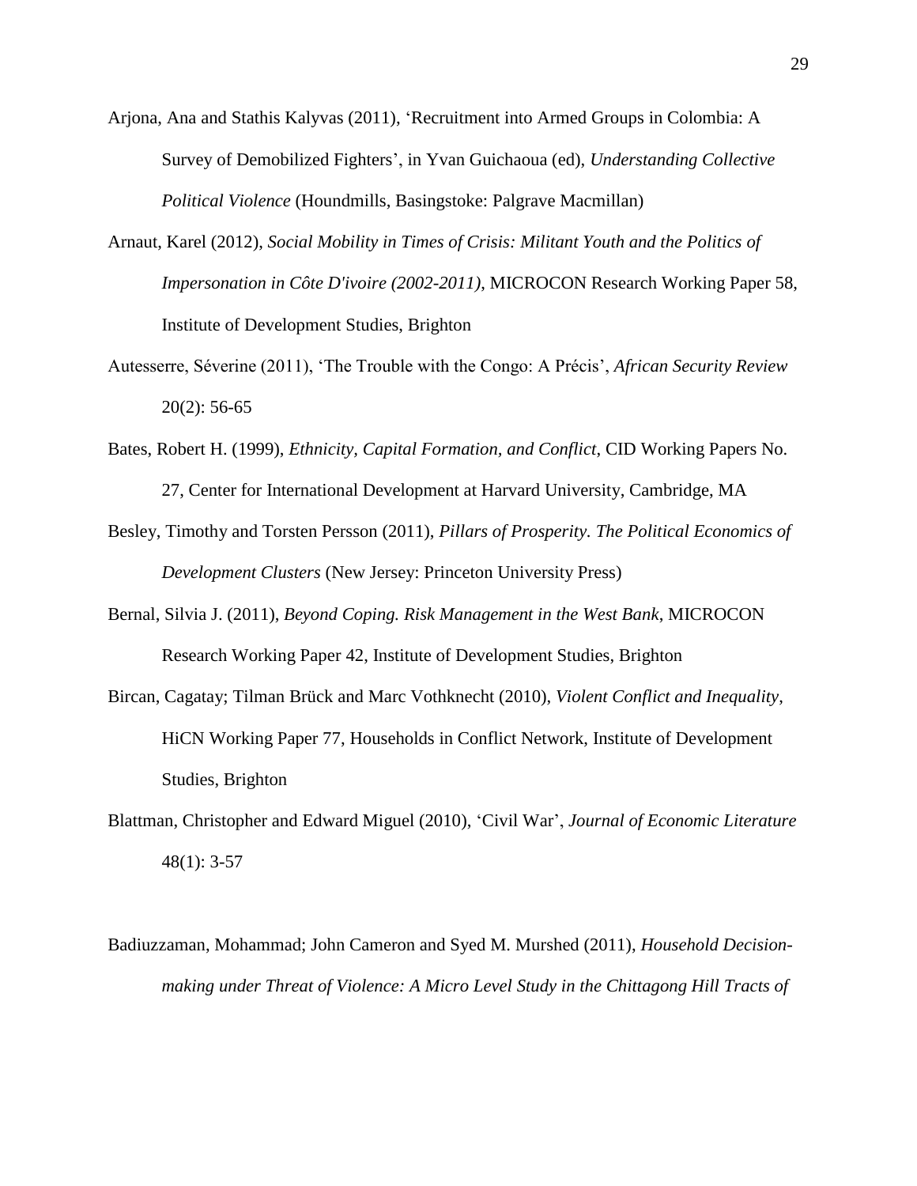Arjona, Ana and Stathis Kalyvas (2011), 'Recruitment into Armed Groups in Colombia: A Survey of Demobilized Fighters', in Yvan Guichaoua (ed), *Understanding Collective Political Violence* (Houndmills, Basingstoke: Palgrave Macmillan)

Arnaut, Karel (2012), *Social Mobility in Times of Crisis: Militant Youth and the Politics of Impersonation in Côte D'ivoire (2002-2011)*, MICROCON Research Working Paper 58, Institute of Development Studies, Brighton

Autesserre, Séverine (2011), 'The Trouble with the Congo: A Précis', *African Security Review* 20(2): 56-65

Bates, Robert H. (1999), *Ethnicity, Capital Formation, and Conflict*, CID Working Papers No. 27, Center for International Development at Harvard University, Cambridge, MA

Besley, Timothy and Torsten Persson (2011), *Pillars of Prosperity. The Political Economics of Development Clusters* (New Jersey: Princeton University Press)

Bernal, Silvia J. (2011), *Beyond Coping. Risk Management in the West Bank*, MICROCON Research Working Paper 42, Institute of Development Studies, Brighton

Bircan, Cagatay; Tilman Brück and Marc Vothknecht (2010), *Violent Conflict and Inequality*, HiCN Working Paper 77, Households in Conflict Network, Institute of Development Studies, Brighton

Blattman, Christopher and Edward Miguel (2010), 'Civil War', *Journal of Economic Literature* 48(1): 3-57

Badiuzzaman, Mohammad; John Cameron and Syed M. Murshed (2011), *Household Decision-making under Threat of Violence: A Micro Level Study in the Chittagong Hill Tracts of*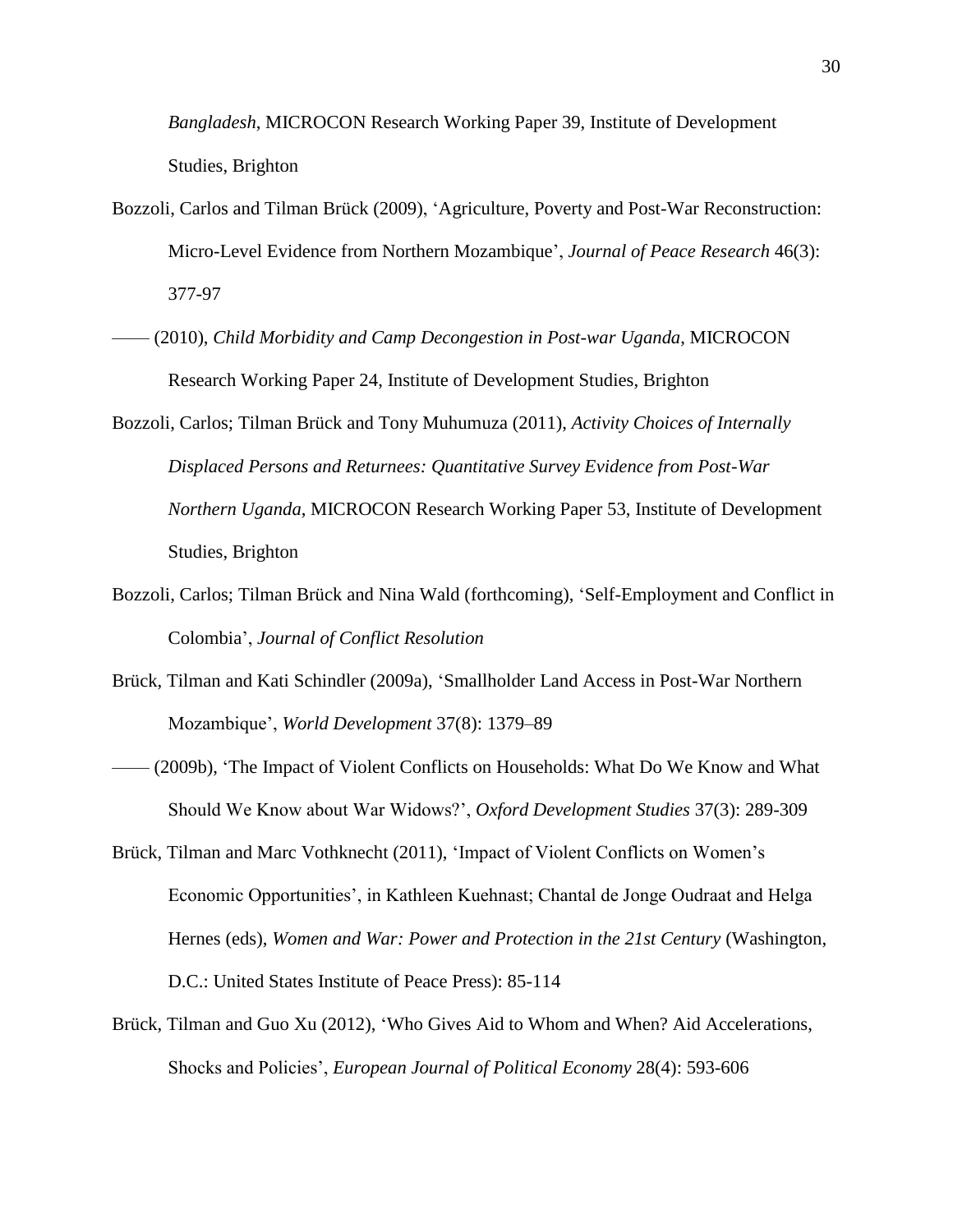*Bangladesh*, MICROCON Research Working Paper 39, Institute of Development Studies, Brighton

Bozzoli, Carlos and Tilman Brück (2009), 'Agriculture, Poverty and Post-War Reconstruction: Micro-Level Evidence from Northern Mozambique', *Journal of Peace Research* 46(3): 377-97

—— (2010), *Child Morbidity and Camp Decongestion in Post-war Uganda*, MICROCON Research Working Paper 24, Institute of Development Studies, Brighton

Bozzoli, Carlos; Tilman Brück and Tony Muhumuza (2011), *Activity Choices of Internally Displaced Persons and Returnees: Quantitative Survey Evidence from Post-War Northern Uganda*, MICROCON Research Working Paper 53, Institute of Development Studies, Brighton

Bozzoli, Carlos; Tilman Brück and Nina Wald (forthcoming), 'Self-Employment and Conflict in Colombia', *Journal of Conflict Resolution*

Brück, Tilman and Kati Schindler (2009a), 'Smallholder Land Access in Post-War Northern Mozambique', *World Development* 37(8): 1379–89

—— (2009b), 'The Impact of Violent Conflicts on Households: What Do We Know and What Should We Know about War Widows?', *Oxford Development Studies* 37(3): 289-309

Brück, Tilman and Marc Vothknecht (2011), 'Impact of Violent Conflicts on Women's Economic Opportunities', in Kathleen Kuehnast; Chantal de Jonge Oudraat and Helga Hernes (eds), *Women and War: Power and Protection in the 21st Century* (Washington, D.C.: United States Institute of Peace Press): 85-114

Brück, Tilman and Guo Xu (2012), 'Who Gives Aid to Whom and When? Aid Accelerations, Shocks and Policies', *European Journal of Political Economy* 28(4): 593-606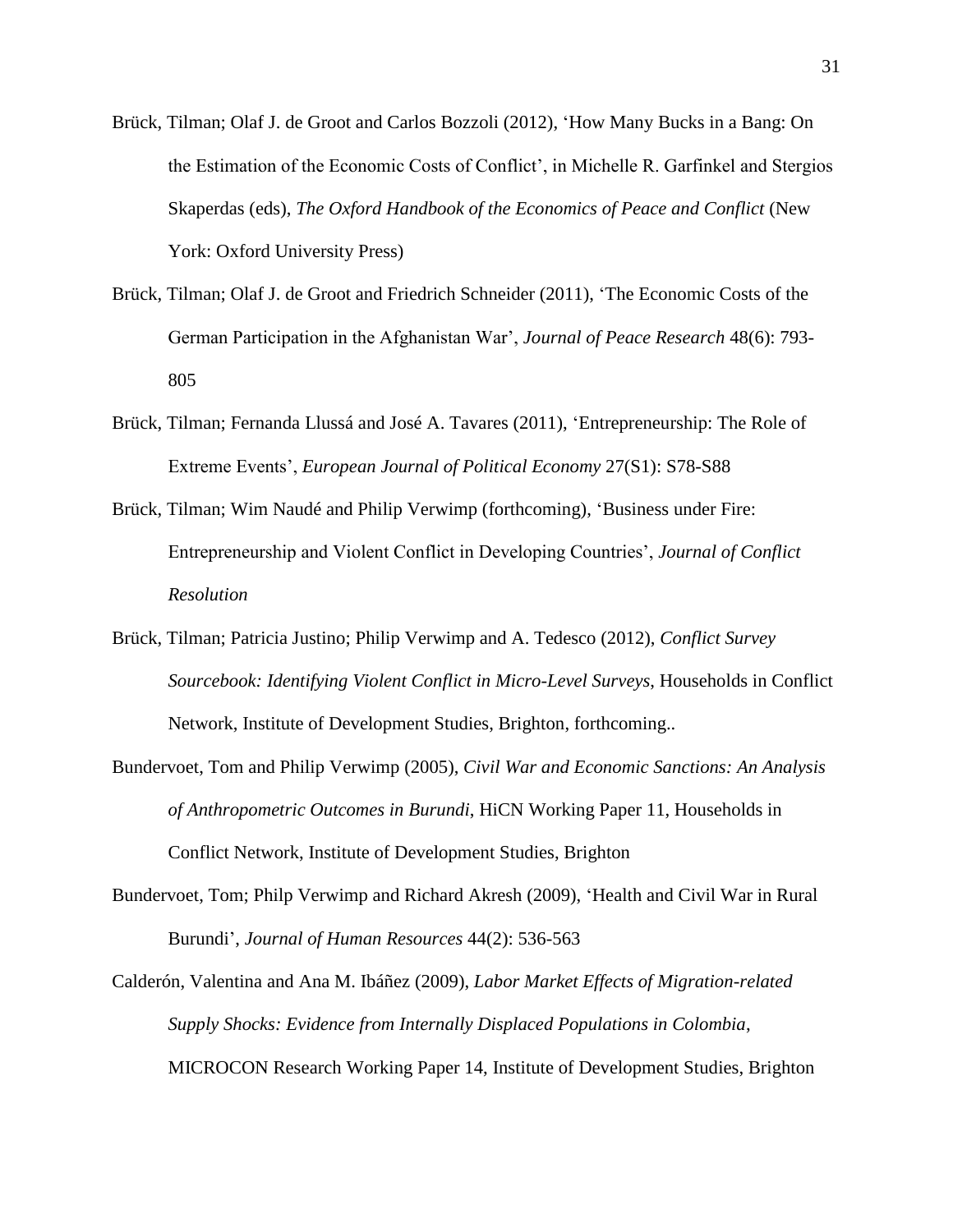Brück, Tilman; Olaf J. de Groot and Carlos Bozzoli (2012), 'How Many Bucks in a Bang: On the Estimation of the Economic Costs of Conflict', in Michelle R. Garfinkel and Stergios Skaperdas (eds), *The Oxford Handbook of the Economics of Peace and Conflict* (New York: Oxford University Press)

Brück, Tilman; Olaf J. de Groot and Friedrich Schneider (2011), 'The Economic Costs of the German Participation in the Afghanistan War', *Journal of Peace Research* 48(6): 793-805

Brück, Tilman; Fernanda Llussá and José A. Tavares (2011), 'Entrepreneurship: The Role of Extreme Events', *European Journal of Political Economy* 27(S1): S78-S88

Brück, Tilman; Wim Naudé and Philip Verwimp (forthcoming), 'Business under Fire: Entrepreneurship and Violent Conflict in Developing Countries', *Journal of Conflict Resolution*

Brück, Tilman; Patricia Justino; Philip Verwimp and A. Tedesco (2012), *Conflict Survey Sourcebook: Identifying Violent Conflict in Micro-Level Surveys*, Households in Conflict Network, Institute of Development Studies, Brighton, forthcoming..

Bundervoet, Tom and Philip Verwimp (2005), *Civil War and Economic Sanctions: An Analysis of Anthropometric Outcomes in Burundi*, HiCN Working Paper 11, Households in Conflict Network, Institute of Development Studies, Brighton

Bundervoet, Tom; Philp Verwimp and Richard Akresh (2009), 'Health and Civil War in Rural Burundi', *Journal of Human Resources* 44(2): 536-563

Calderón, Valentina and Ana M. Ibáñez (2009), *Labor Market Effects of Migration-related Supply Shocks: Evidence from Internally Displaced Populations in Colombia*, MICROCON Research Working Paper 14, Institute of Development Studies, Brighton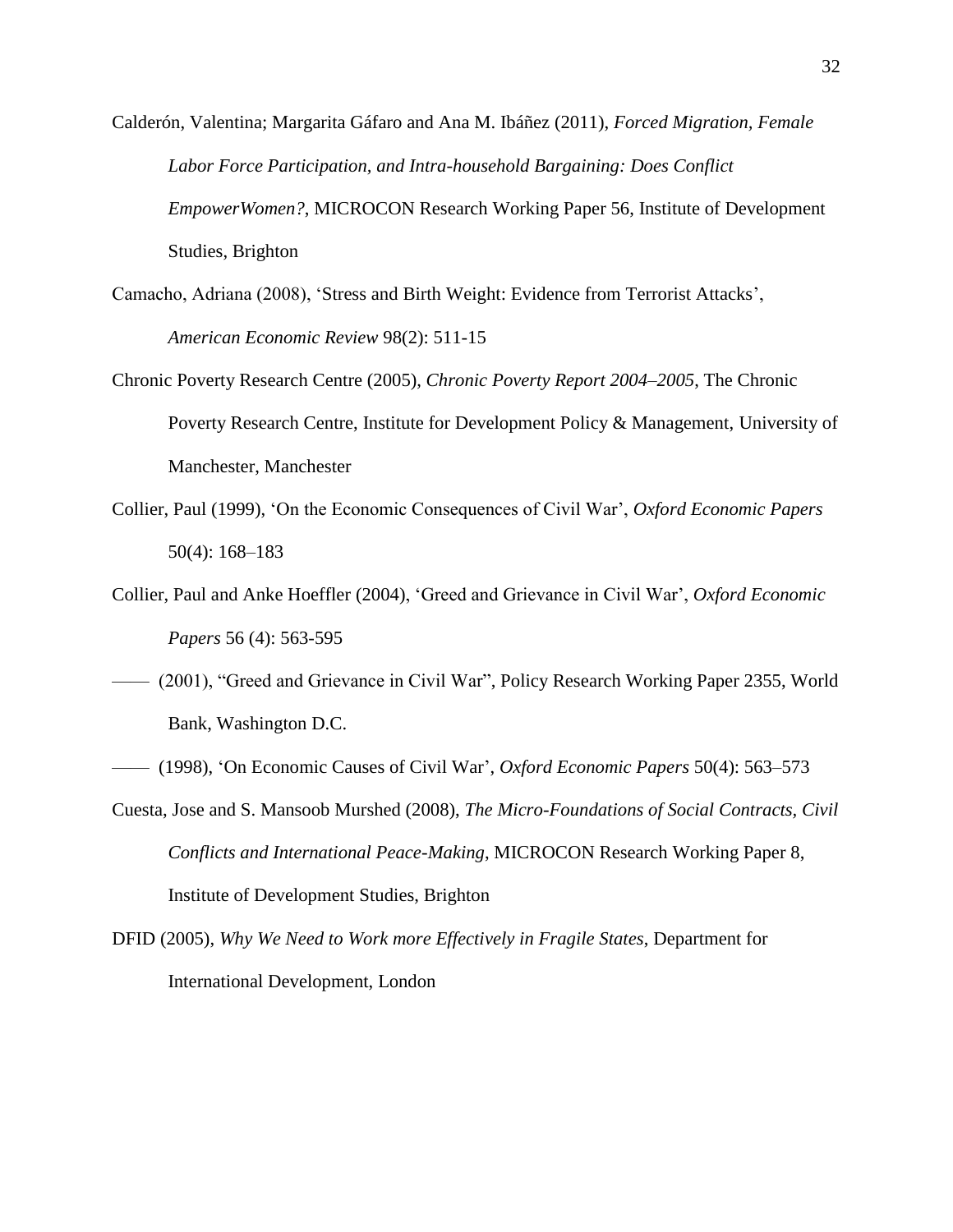Calderón, Valentina; Margarita Gáfaro and Ana M. Ibáñez (2011), *Forced Migration, Female Labor Force Participation, and Intra-household Bargaining: Does Conflict EmpowerWomen?*, MICROCON Research Working Paper 56, Institute of Development Studies, Brighton

Camacho, Adriana (2008), 'Stress and Birth Weight: Evidence from Terrorist Attacks', *American Economic Review* 98(2): 511-15

Chronic Poverty Research Centre (2005), *Chronic Poverty Report 2004–2005*, The Chronic Poverty Research Centre, Institute for Development Policy & Management, University of Manchester, Manchester

Collier, Paul (1999), 'On the Economic Consequences of Civil War', *Oxford Economic Papers* 50(4): 168–183

Collier, Paul and Anke Hoeffler (2004), 'Greed and Grievance in Civil War', *Oxford Economic Papers* 56 (4): 563-595

—— (2001), "Greed and Grievance in Civil War", Policy Research Working Paper 2355, World Bank, Washington D.C.

—— (1998), 'On Economic Causes of Civil War', *Oxford Economic Papers* 50(4): 563–573

Cuesta, Jose and S. Mansoob Murshed (2008), *The Micro-Foundations of Social Contracts, Civil Conflicts and International Peace-Making*, MICROCON Research Working Paper 8, Institute of Development Studies, Brighton

DFID (2005), *Why We Need to Work more Effectively in Fragile States*, Department for International Development, London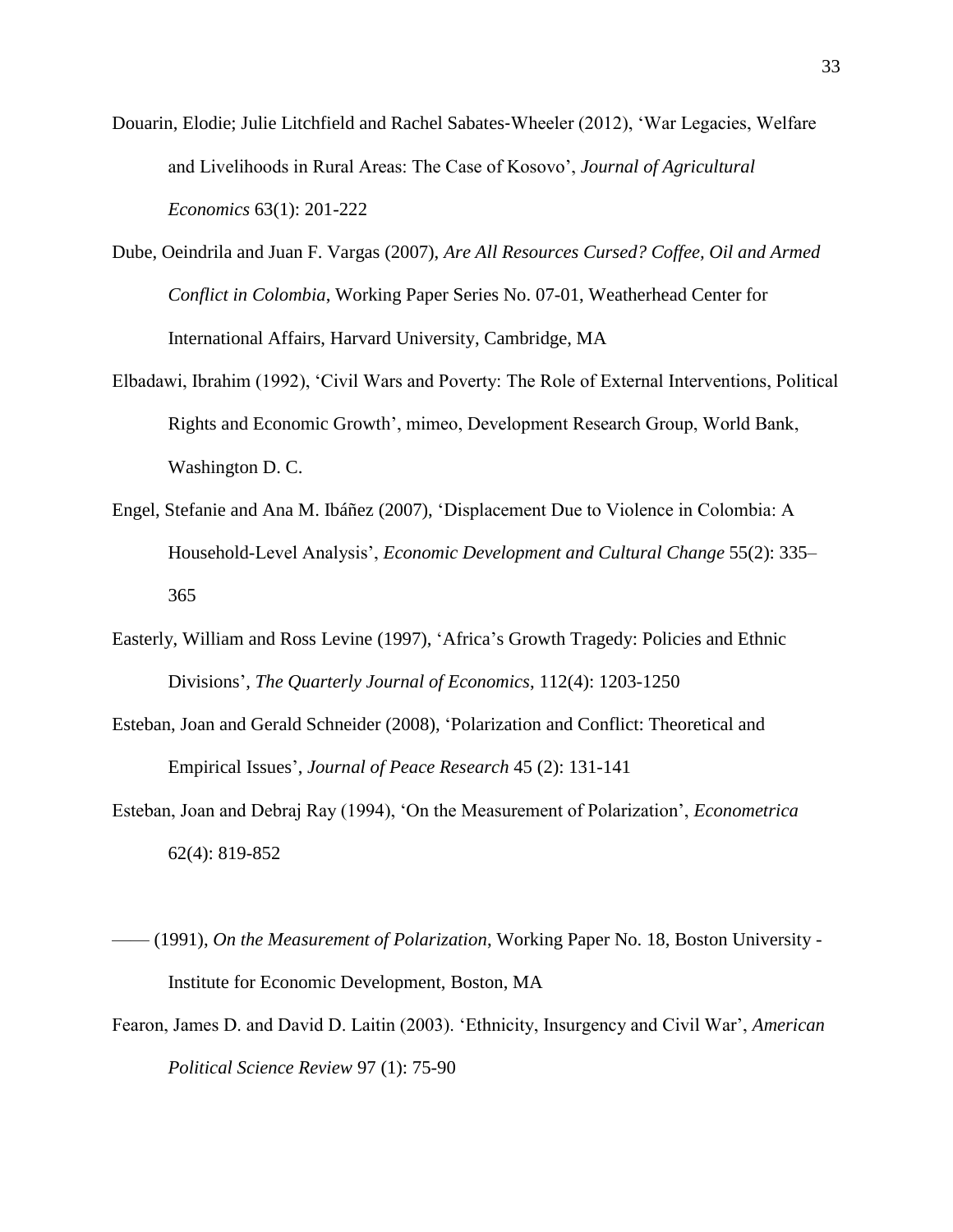Douarin, Elodie; Julie Litchfield and Rachel Sabates-Wheeler (2012), 'War Legacies, Welfare and Livelihoods in Rural Areas: The Case of Kosovo', *Journal of Agricultural Economics* 63(1): 201-222

Dube, Oeindrila and Juan F. Vargas (2007), *Are All Resources Cursed? Coffee, Oil and Armed Conflict in Colombia*, Working Paper Series No. 07-01, Weatherhead Center for International Affairs, Harvard University, Cambridge, MA

Elbadawi, Ibrahim (1992), 'Civil Wars and Poverty: The Role of External Interventions, Political Rights and Economic Growth', mimeo, Development Research Group, World Bank, Washington D. C.

Engel, Stefanie and Ana M. Ibáñez (2007), 'Displacement Due to Violence in Colombia: A Household-Level Analysis', *Economic Development and Cultural Change* 55(2): 335–365

Easterly, William and Ross Levine (1997), 'Africa's Growth Tragedy: Policies and Ethnic Divisions', *The Quarterly Journal of Economics*, 112(4): 1203-1250

Esteban, Joan and Gerald Schneider (2008), 'Polarization and Conflict: Theoretical and Empirical Issues', *Journal of Peace Research* 45 (2): 131-141

Esteban, Joan and Debraj Ray (1994), 'On the Measurement of Polarization', *Econometrica* 62(4): 819-852

—— (1991), *On the Measurement of Polarization*, Working Paper No. 18, Boston University - Institute for Economic Development, Boston, MA

Fearon, James D. and David D. Laitin (2003). 'Ethnicity, Insurgency and Civil War', *American Political Science Review* 97 (1): 75-90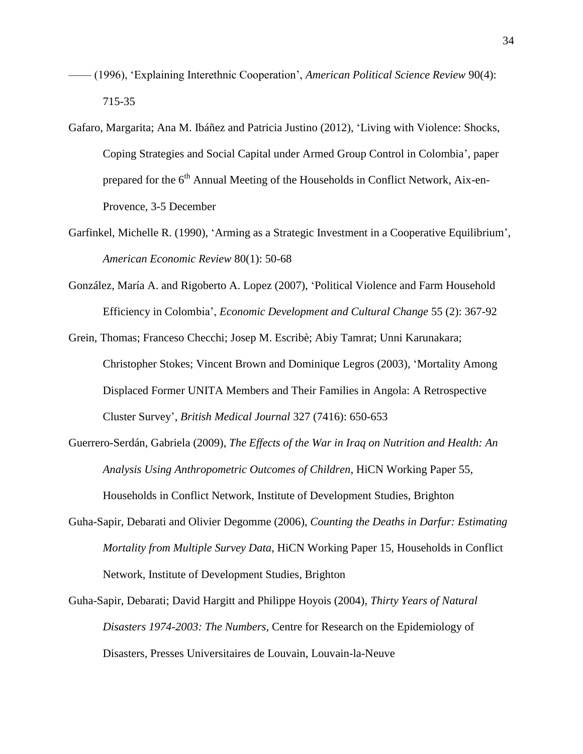—— (1996), ‘Explaining Interethnic Cooperation’, *American Political Science Review* 90(4): 715-35

Gafaro, Margarita; Ana M. Ibáñez and Patricia Justino (2012), ‘Living with Violence: Shocks, Coping Strategies and Social Capital under Armed Group Control in Colombia’, paper prepared for the 6th Annual Meeting of the Households in Conflict Network, Aix-en-Provence, 3-5 December

Garfinkel, Michelle R. (1990), ‘Arming as a Strategic Investment in a Cooperative Equilibrium’, *American Economic Review* 80(1): 50-68

González, María A. and Rigoberto A. Lopez (2007), ‘Political Violence and Farm Household Efficiency in Colombia’, *Economic Development and Cultural Change* 55 (2): 367-92

Grein, Thomas; Franceso Checchi; Josep M. Escribè; Abiy Tamrat; Unni Karunakara; Christopher Stokes; Vincent Brown and Dominique Legros (2003), ‘Mortality Among Displaced Former UNITA Members and Their Families in Angola: A Retrospective Cluster Survey’, *British Medical Journal* 327 (7416): 650-653

Guerrero-Serdán, Gabriela (2009), *The Effects of the War in Iraq on Nutrition and Health: An Analysis Using Anthropometric Outcomes of Children*, HiCN Working Paper 55, Households in Conflict Network, Institute of Development Studies, Brighton

Guha-Sapir, Debarati and Olivier Degomme (2006), *Counting the Deaths in Darfur: Estimating Mortality from Multiple Survey Data*, HiCN Working Paper 15, Households in Conflict Network, Institute of Development Studies, Brighton

Guha-Sapir, Debarati; David Hargitt and Philippe Hoyois (2004), *Thirty Years of Natural Disasters 1974-2003: The Numbers*, Centre for Research on the Epidemiology of Disasters, Presses Universitaires de Louvain, Louvain-la-Neuve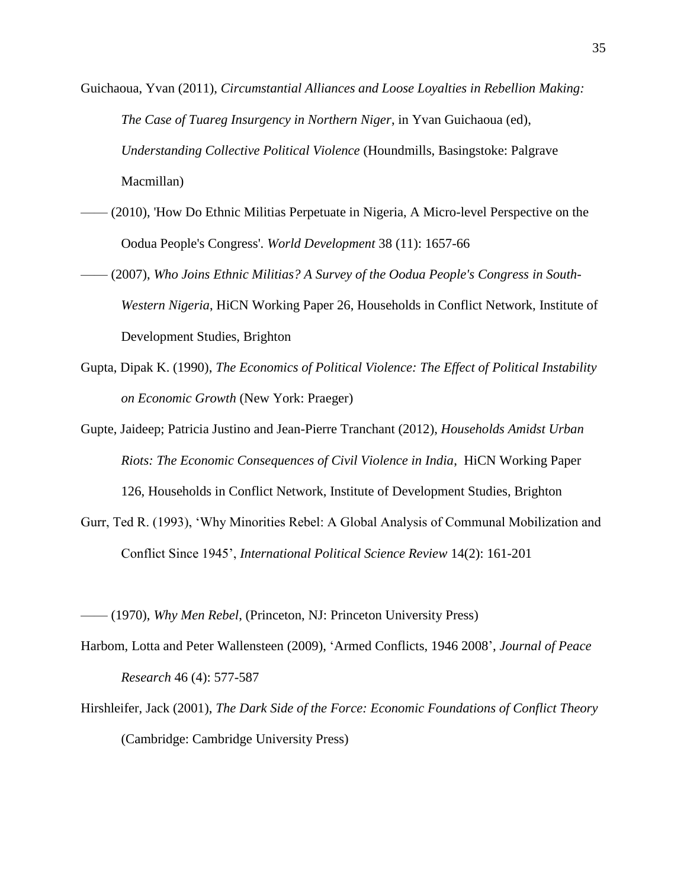Guichaoua, Yvan (2011), *Circumstantial Alliances and Loose Loyalties in Rebellion Making: The Case of Tuareg Insurgency in Northern Niger*, in Yvan Guichaoua (ed), *Understanding Collective Political Violence* (Houndmills, Basingstoke: Palgrave Macmillan)

—— (2010), 'How Do Ethnic Militias Perpetuate in Nigeria, A Micro-level Perspective on the Oodua People's Congress'. *World Development* 38 (11): 1657-66

—— (2007), *Who Joins Ethnic Militias? A Survey of the Oodua People's Congress in South-Western Nigeria*, HiCN Working Paper 26, Households in Conflict Network, Institute of Development Studies, Brighton

Gupta, Dipak K. (1990), *The Economics of Political Violence: The Effect of Political Instability on Economic Growth* (New York: Praeger)

Gupte, Jaideep; Patricia Justino and Jean-Pierre Tranchant (2012), *Households Amidst Urban Riots: The Economic Consequences of Civil Violence in India*, HiCN Working Paper 126, Households in Conflict Network, Institute of Development Studies, Brighton

Gurr, Ted R. (1993), 'Why Minorities Rebel: A Global Analysis of Communal Mobilization and Conflict Since 1945', *International Political Science Review* 14(2): 161-201

—— (1970), *Why Men Rebel*, (Princeton, NJ: Princeton University Press)

Harbom, Lotta and Peter Wallensteen (2009), 'Armed Conflicts, 1946 2008', *Journal of Peace Research* 46 (4): 577-587

Hirshleifer, Jack (2001), *The Dark Side of the Force: Economic Foundations of Conflict Theory* (Cambridge: Cambridge University Press)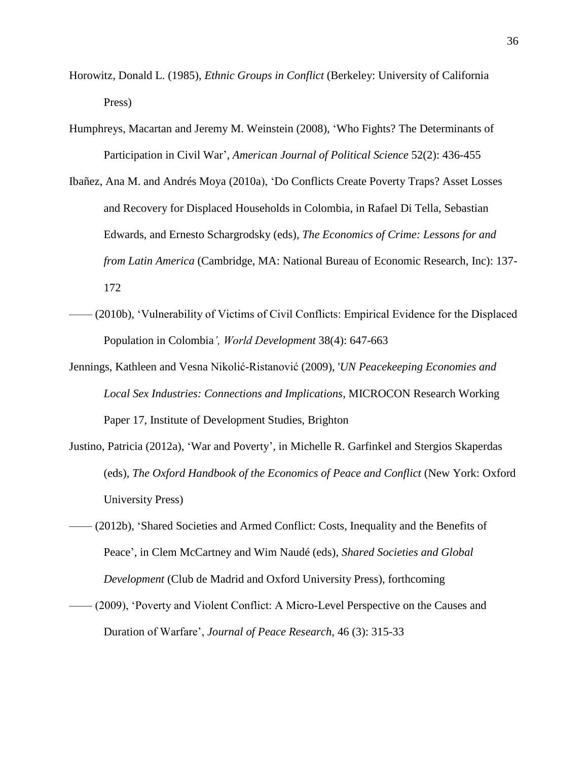Horowitz, Donald L. (1985), *Ethnic Groups in Conflict* (Berkeley: University of California Press)

Humphreys, Macartan and Jeremy M. Weinstein (2008), 'Who Fights? The Determinants of Participation in Civil War', *American Journal of Political Science* 52(2): 436-455

Ibañez, Ana M. and Andrés Moya (2010a), 'Do Conflicts Create Poverty Traps? Asset Losses and Recovery for Displaced Households in Colombia, in Rafael Di Tella, Sebastian Edwards, and Ernesto Schargrodsky (eds), *The Economics of Crime: Lessons for and from Latin America* (Cambridge, MA: National Bureau of Economic Research, Inc): 137-172

—— (2010b), 'Vulnerability of Victims of Civil Conflicts: Empirical Evidence for the Displaced Population in Colombia*', World Development* 38(4): 647-663

Jennings, Kathleen and Vesna Nikolić-Ristanović (2009), '*UN Peacekeeping Economies and Local Sex Industries: Connections and Implications*, MICROCON Research Working Paper 17, Institute of Development Studies, Brighton

Justino, Patricia (2012a), 'War and Poverty', in Michelle R. Garfinkel and Stergios Skaperdas (eds), *The Oxford Handbook of the Economics of Peace and Conflict* (New York: Oxford University Press)

—— (2012b), 'Shared Societies and Armed Conflict: Costs, Inequality and the Benefits of Peace', in Clem McCartney and Wim Naudé (eds), *Shared Societies and Global Development* (Club de Madrid and Oxford University Press), forthcoming

—— (2009), 'Poverty and Violent Conflict: A Micro-Level Perspective on the Causes and Duration of Warfare', *Journal of Peace Research*, 46 (3): 315-33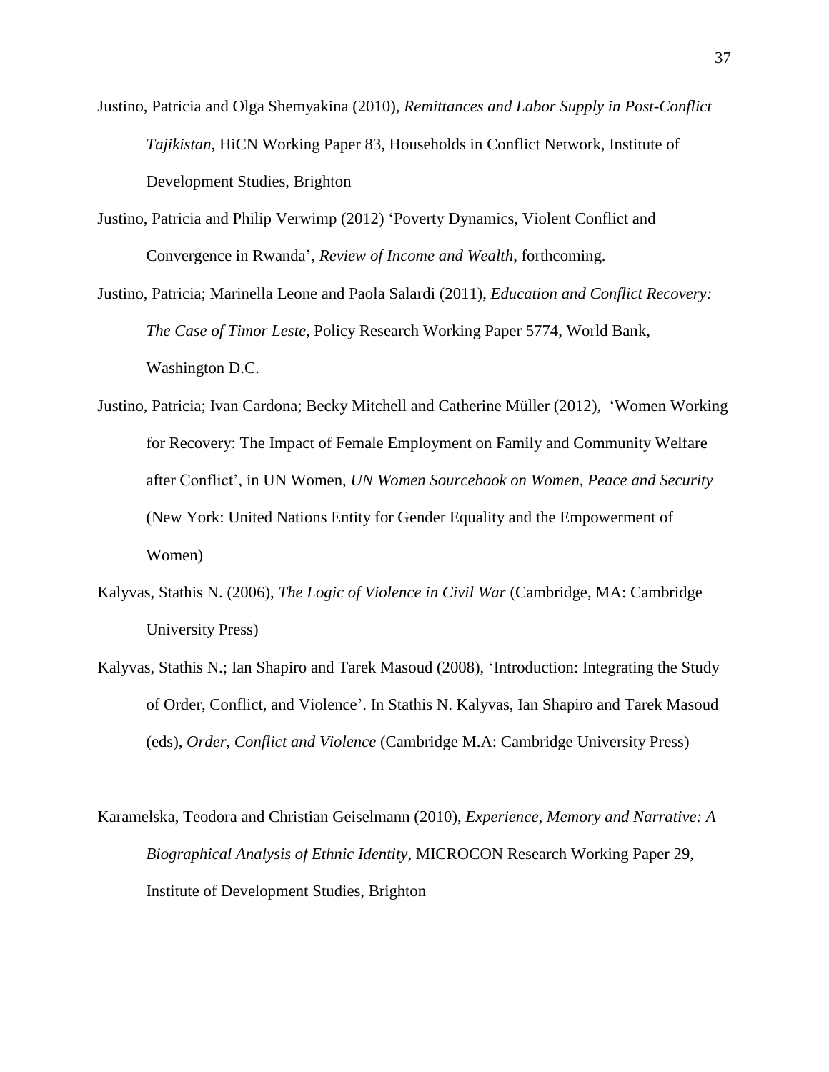Justino, Patricia and Olga Shemyakina (2010), *Remittances and Labor Supply in Post-Conflict Tajikistan*, HiCN Working Paper 83, Households in Conflict Network, Institute of Development Studies, Brighton

Justino, Patricia and Philip Verwimp (2012) 'Poverty Dynamics, Violent Conflict and Convergence in Rwanda', *Review of Income and Wealth*, forthcoming.

Justino, Patricia; Marinella Leone and Paola Salardi (2011), *Education and Conflict Recovery: The Case of Timor Leste*, Policy Research Working Paper 5774, World Bank, Washington D.C.

Justino, Patricia; Ivan Cardona; Becky Mitchell and Catherine Müller (2012), 'Women Working for Recovery: The Impact of Female Employment on Family and Community Welfare after Conflict', in UN Women, *UN Women Sourcebook on Women, Peace and Security* (New York: United Nations Entity for Gender Equality and the Empowerment of Women)

Kalyvas, Stathis N. (2006), *The Logic of Violence in Civil War* (Cambridge, MA: Cambridge University Press)

Kalyvas, Stathis N.; Ian Shapiro and Tarek Masoud (2008), 'Introduction: Integrating the Study of Order, Conflict, and Violence'. In Stathis N. Kalyvas, Ian Shapiro and Tarek Masoud (eds), *Order, Conflict and Violence* (Cambridge M.A: Cambridge University Press)

Karamelska, Teodora and Christian Geiselmann (2010), *Experience, Memory and Narrative: A Biographical Analysis of Ethnic Identity*, MICROCON Research Working Paper 29, Institute of Development Studies, Brighton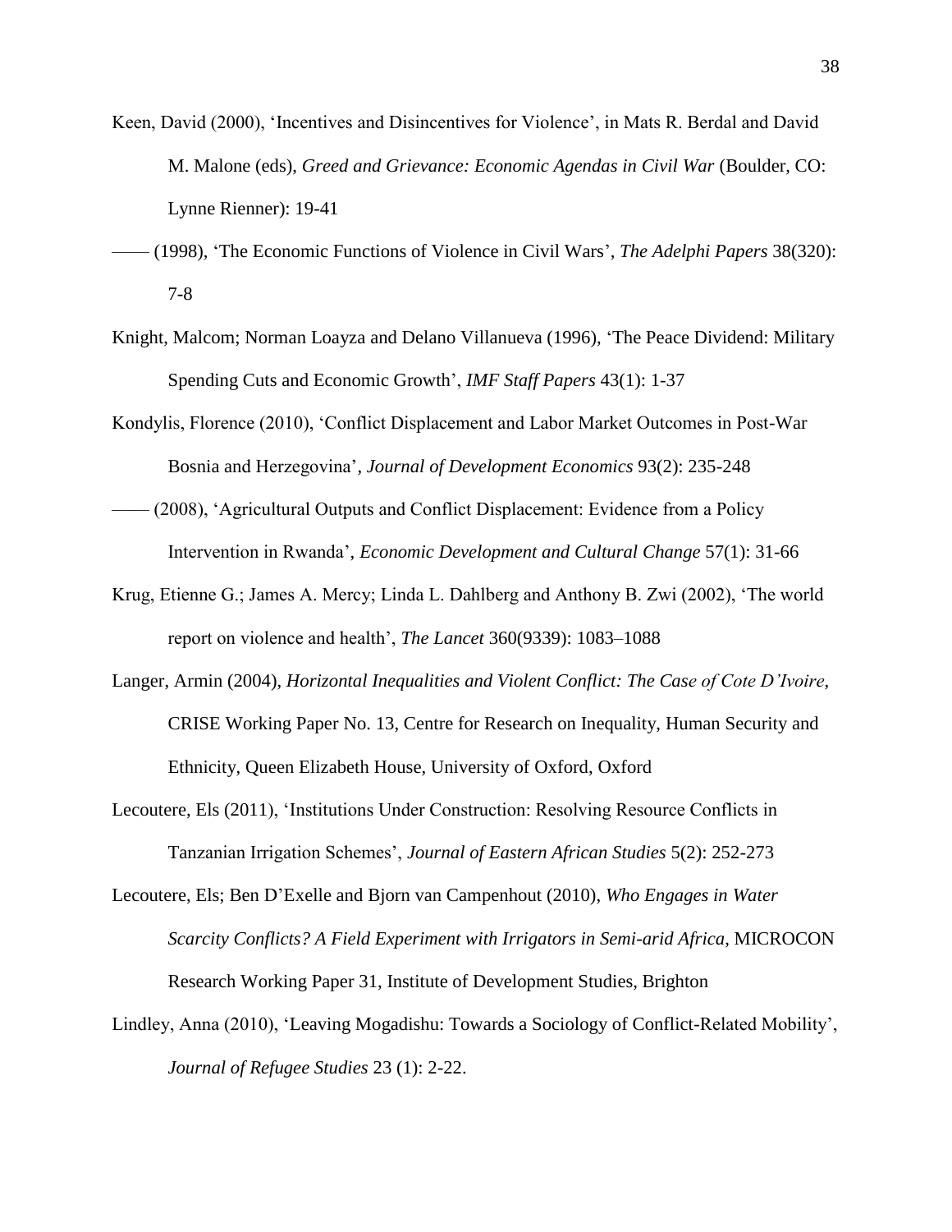Keen, David (2000), 'Incentives and Disincentives for Violence', in Mats R. Berdal and David M. Malone (eds), *Greed and Grievance: Economic Agendas in Civil War* (Boulder, CO: Lynne Rienner): 19-41

—— (1998), 'The Economic Functions of Violence in Civil Wars', *The Adelphi Papers* 38(320): 7-8

Knight, Malcom; Norman Loayza and Delano Villanueva (1996), 'The Peace Dividend: Military Spending Cuts and Economic Growth', *IMF Staff Papers* 43(1): 1-37

Kondylis, Florence (2010), 'Conflict Displacement and Labor Market Outcomes in Post-War Bosnia and Herzegovina', *Journal of Development Economics* 93(2): 235-248

—— (2008), 'Agricultural Outputs and Conflict Displacement: Evidence from a Policy Intervention in Rwanda', *Economic Development and Cultural Change* 57(1): 31-66

Krug, Etienne G.; James A. Mercy; Linda L. Dahlberg and Anthony B. Zwi (2002), 'The world report on violence and health', *The Lancet* 360(9339): 1083–1088

Langer, Armin (2004), *Horizontal Inequalities and Violent Conflict: The Case of Cote D'Ivoire*, CRISE Working Paper No. 13, Centre for Research on Inequality, Human Security and Ethnicity, Queen Elizabeth House, University of Oxford, Oxford

Lecoutere, Els (2011), 'Institutions Under Construction: Resolving Resource Conflicts in Tanzanian Irrigation Schemes', *Journal of Eastern African Studies* 5(2): 252-273

Lecoutere, Els; Ben D'Exelle and Bjorn van Campenhout (2010), *Who Engages in Water Scarcity Conflicts? A Field Experiment with Irrigators in Semi-arid Africa*, MICROCON Research Working Paper 31, Institute of Development Studies, Brighton

Lindley, Anna (2010), 'Leaving Mogadishu: Towards a Sociology of Conflict-Related Mobility', *Journal of Refugee Studies* 23 (1): 2-22.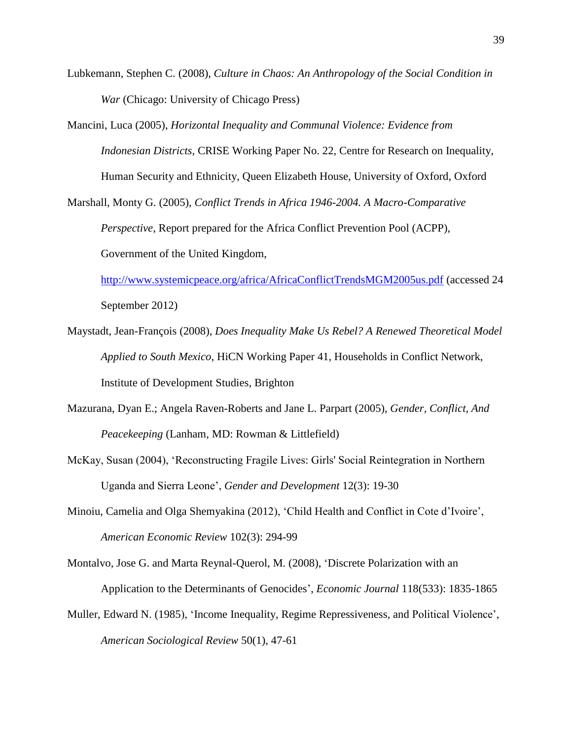Lubkemann, Stephen C. (2008), *Culture in Chaos: An Anthropology of the Social Condition in War* (Chicago: University of Chicago Press)

Mancini, Luca (2005), *Horizontal Inequality and Communal Violence: Evidence from Indonesian Districts*, CRISE Working Paper No. 22, Centre for Research on Inequality, Human Security and Ethnicity, Queen Elizabeth House, University of Oxford, Oxford

Marshall, Monty G. (2005), *Conflict Trends in Africa 1946-2004. A Macro-Comparative Perspective*, Report prepared for the Africa Conflict Prevention Pool (ACPP), Government of the United Kingdom, http://www.systemicpeace.org/africa/AfricaConflictTrendsMGM2005us.pdf (accessed 24 September 2012)

Maystadt, Jean-François (2008), *Does Inequality Make Us Rebel? A Renewed Theoretical Model Applied to South Mexico*, HiCN Working Paper 41, Households in Conflict Network, Institute of Development Studies, Brighton

Mazurana, Dyan E.; Angela Raven-Roberts and Jane L. Parpart (2005), *Gender, Conflict, And Peacekeeping* (Lanham, MD: Rowman & Littlefield)

McKay, Susan (2004), 'Reconstructing Fragile Lives: Girls' Social Reintegration in Northern Uganda and Sierra Leone', *Gender and Development* 12(3): 19-30

Minoiu, Camelia and Olga Shemyakina (2012), 'Child Health and Conflict in Cote d'Ivoire', *American Economic Review* 102(3): 294-99

Montalvo, Jose G. and Marta Reynal-Querol, M. (2008), 'Discrete Polarization with an Application to the Determinants of Genocides', *Economic Journal* 118(533): 1835-1865

Muller, Edward N. (1985), 'Income Inequality, Regime Repressiveness, and Political Violence', *American Sociological Review* 50(1), 47-61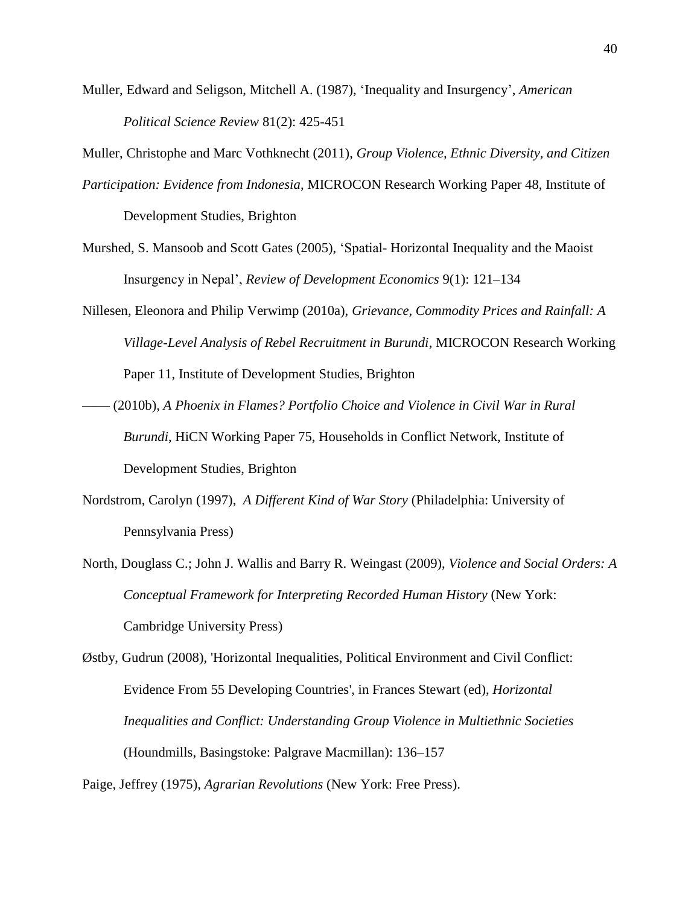Muller, Edward and Seligson, Mitchell A. (1987), 'Inequality and Insurgency', *American Political Science Review* 81(2): 425-451

Muller, Christophe and Marc Vothknecht (2011), *Group Violence, Ethnic Diversity, and Citizen Participation: Evidence from Indonesia*, MICROCON Research Working Paper 48, Institute of Development Studies, Brighton

Murshed, S. Mansoob and Scott Gates (2005), 'Spatial- Horizontal Inequality and the Maoist Insurgency in Nepal', *Review of Development Economics* 9(1): 121–134

Nillesen, Eleonora and Philip Verwimp (2010a), *Grievance, Commodity Prices and Rainfall: A Village-Level Analysis of Rebel Recruitment in Burundi*, MICROCON Research Working Paper 11, Institute of Development Studies, Brighton

—— (2010b), *A Phoenix in Flames? Portfolio Choice and Violence in Civil War in Rural Burundi*, HiCN Working Paper 75, Households in Conflict Network, Institute of Development Studies, Brighton

Nordstrom, Carolyn (1997), *A Different Kind of War Story* (Philadelphia: University of Pennsylvania Press)

North, Douglass C.; John J. Wallis and Barry R. Weingast (2009), *Violence and Social Orders: A Conceptual Framework for Interpreting Recorded Human History* (New York: Cambridge University Press)

Østby, Gudrun (2008), 'Horizontal Inequalities, Political Environment and Civil Conflict: Evidence From 55 Developing Countries', in Frances Stewart (ed), *Horizontal Inequalities and Conflict: Understanding Group Violence in Multiethnic Societies* (Houndmills, Basingstoke: Palgrave Macmillan): 136–157

Paige, Jeffrey (1975), *Agrarian Revolutions* (New York: Free Press).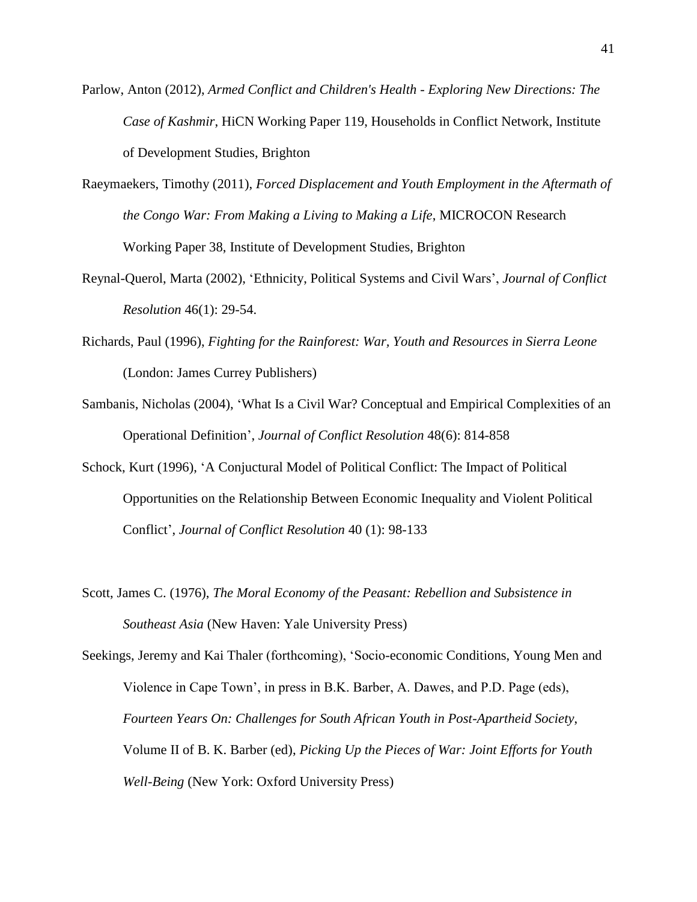Parlow, Anton (2012), *Armed Conflict and Children's Health - Exploring New Directions: The Case of Kashmir*, HiCN Working Paper 119, Households in Conflict Network, Institute of Development Studies, Brighton

Raeymaekers, Timothy (2011), *Forced Displacement and Youth Employment in the Aftermath of the Congo War: From Making a Living to Making a Life*, MICROCON Research Working Paper 38, Institute of Development Studies, Brighton

Reynal-Querol, Marta (2002), 'Ethnicity, Political Systems and Civil Wars', *Journal of Conflict Resolution* 46(1): 29-54.

Richards, Paul (1996), *Fighting for the Rainforest: War, Youth and Resources in Sierra Leone* (London: James Currey Publishers)

Sambanis, Nicholas (2004), 'What Is a Civil War? Conceptual and Empirical Complexities of an Operational Definition', *Journal of Conflict Resolution* 48(6): 814-858

Schock, Kurt (1996), 'A Conjunctural Model of Political Conflict: The Impact of Political Opportunities on the Relationship Between Economic Inequality and Violent Political Conflict', *Journal of Conflict Resolution* 40 (1): 98-133

Scott, James C. (1976), *The Moral Economy of the Peasant: Rebellion and Subsistence in Southeast Asia* (New Haven: Yale University Press)

Seekings, Jeremy and Kai Thaler (forthcoming), 'Socio-economic Conditions, Young Men and Violence in Cape Town', in press in B.K. Barber, A. Dawes, and P.D. Page (eds), *Fourteen Years On: Challenges for South African Youth in Post-Apartheid Society*, Volume II of B. K. Barber (ed), *Picking Up the Pieces of War: Joint Efforts for Youth Well-Being* (New York: Oxford University Press)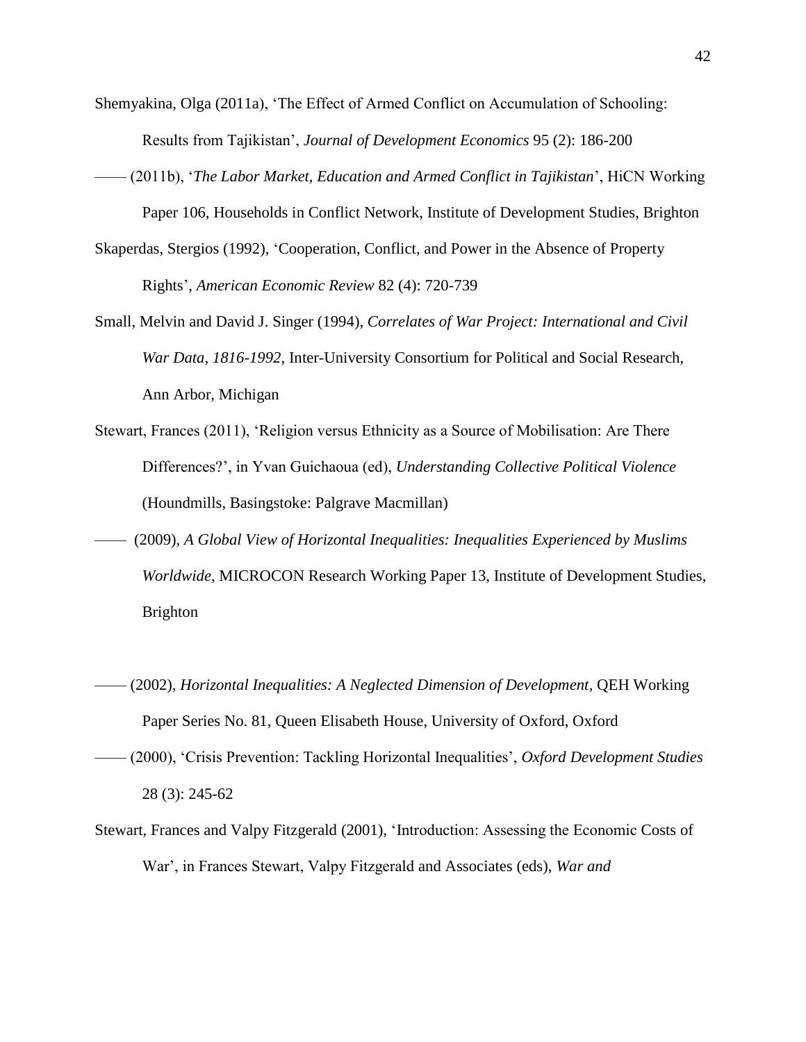Shemyakina, Olga (2011a), 'The Effect of Armed Conflict on Accumulation of Schooling: Results from Tajikistan', *Journal of Development Economics* 95 (2): 186-200

—— (2011b), '*The Labor Market, Education and Armed Conflict in Tajikistan*', HiCN Working Paper 106, Households in Conflict Network, Institute of Development Studies, Brighton

Skaperdas, Stergios (1992), 'Cooperation, Conflict, and Power in the Absence of Property Rights', *American Economic Review* 82 (4): 720-739

Small, Melvin and David J. Singer (1994), *Correlates of War Project: International and Civil War Data, 1816-1992*, Inter-University Consortium for Political and Social Research, Ann Arbor, Michigan

Stewart, Frances (2011), 'Religion versus Ethnicity as a Source of Mobilisation: Are There Differences?', in Yvan Guichaoua (ed), *Understanding Collective Political Violence* (Houndmills, Basingstoke: Palgrave Macmillan)

—— (2009), *A Global View of Horizontal Inequalities: Inequalities Experienced by Muslims Worldwide*, MICROCON Research Working Paper 13, Institute of Development Studies, Brighton

—— (2002), *Horizontal Inequalities: A Neglected Dimension of Development*, QEH Working Paper Series No. 81, Queen Elisabeth House, University of Oxford, Oxford

—— (2000), 'Crisis Prevention: Tackling Horizontal Inequalities', *Oxford Development Studies* 28 (3): 245-62

Stewart, Frances and Valpy Fitzgerald (2001), 'Introduction: Assessing the Economic Costs of War', in Frances Stewart, Valpy Fitzgerald and Associates (eds), *War and*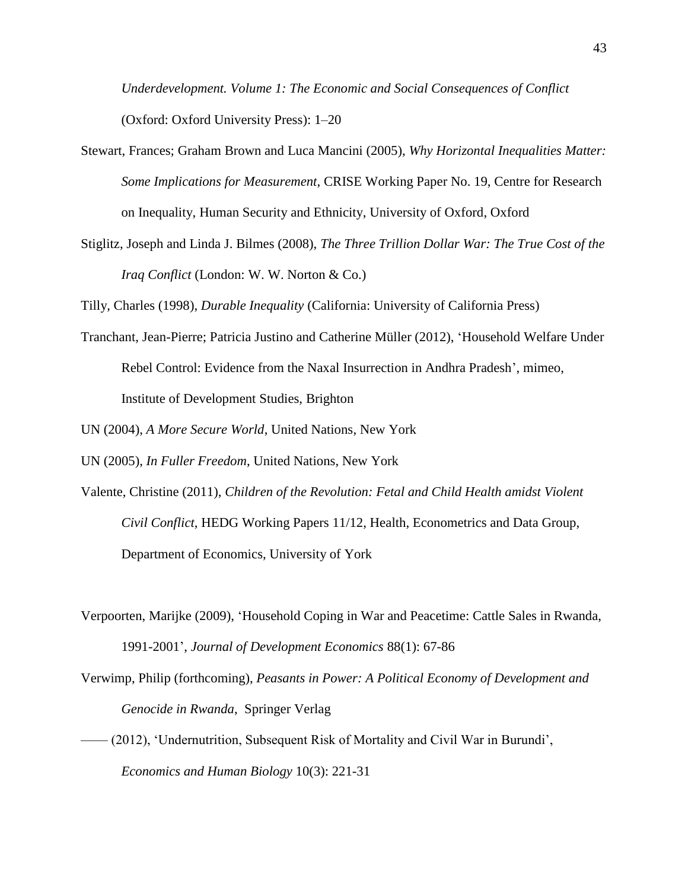*Underdevelopment. Volume 1: The Economic and Social Consequences of Conflict* (Oxford: Oxford University Press): 1–20

Stewart, Frances; Graham Brown and Luca Mancini (2005), *Why Horizontal Inequalities Matter: Some Implications for Measurement*, CRISE Working Paper No. 19, Centre for Research on Inequality, Human Security and Ethnicity, University of Oxford, Oxford

Stiglitz, Joseph and Linda J. Bilmes (2008), *The Three Trillion Dollar War: The True Cost of the Iraq Conflict* (London: W. W. Norton & Co.)

Tilly, Charles (1998), *Durable Inequality* (California: University of California Press)

Tranchant, Jean-Pierre; Patricia Justino and Catherine Müller (2012), 'Household Welfare Under Rebel Control: Evidence from the Naxal Insurrection in Andhra Pradesh', mimeo, Institute of Development Studies, Brighton

UN (2004), *A More Secure World*, United Nations, New York

UN (2005), *In Fuller Freedom*, United Nations, New York

Valente, Christine (2011), *Children of the Revolution: Fetal and Child Health amidst Violent Civil Conflict*, HEDG Working Papers 11/12, Health, Econometrics and Data Group, Department of Economics, University of York

Verpoorten, Marijke (2009), 'Household Coping in War and Peacetime: Cattle Sales in Rwanda, 1991-2001', *Journal of Development Economics* 88(1): 67-86

Verwimp, Philip (forthcoming), *Peasants in Power: A Political Economy of Development and Genocide in Rwanda*, Springer Verlag

—— (2012), 'Undernutrition, Subsequent Risk of Mortality and Civil War in Burundi', *Economics and Human Biology* 10(3): 221-31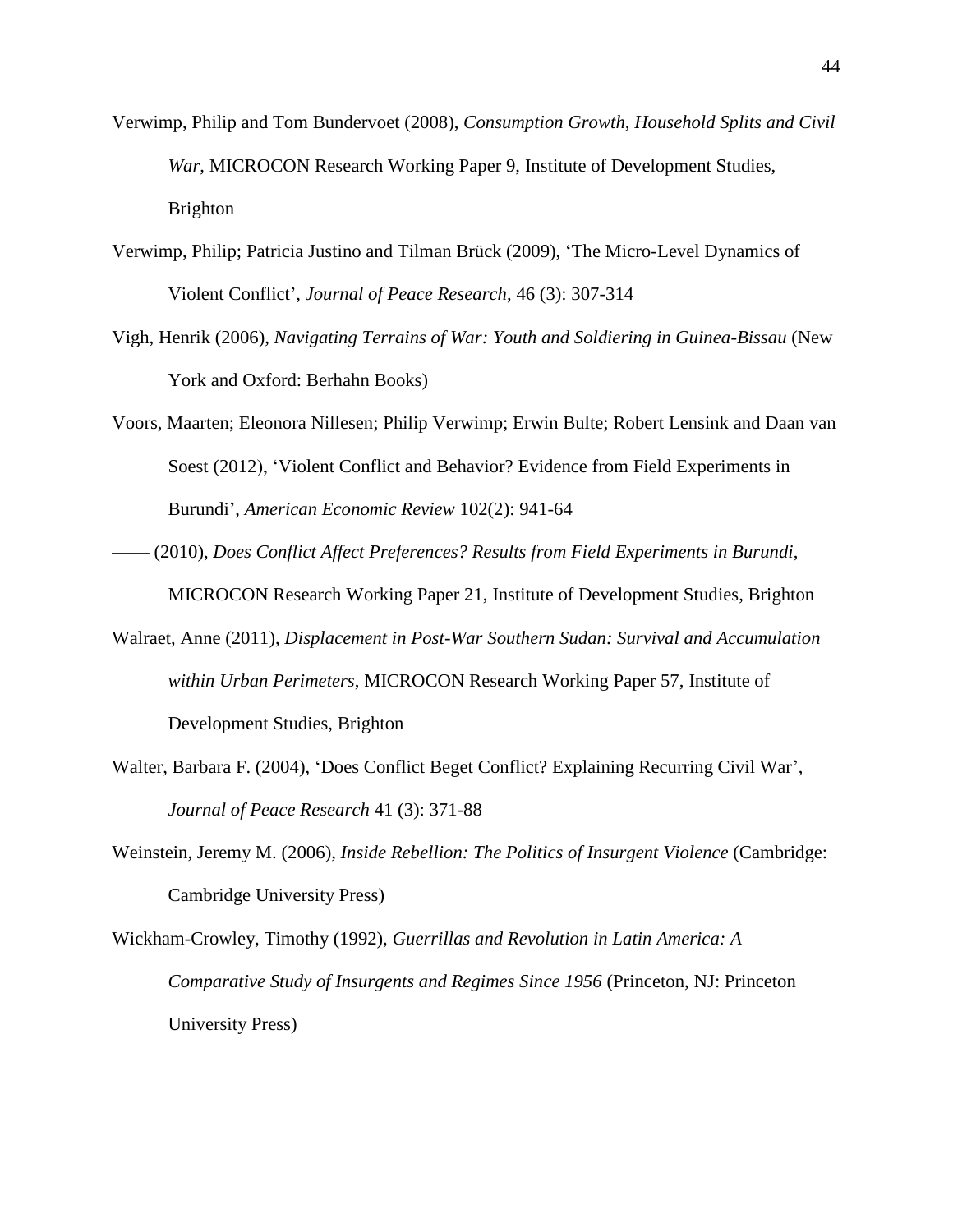Verwimp, Philip and Tom Bundervoet (2008), *Consumption Growth, Household Splits and Civil War*, MICROCON Research Working Paper 9, Institute of Development Studies, Brighton

Verwimp, Philip; Patricia Justino and Tilman Brück (2009), 'The Micro-Level Dynamics of Violent Conflict', *Journal of Peace Research*, 46 (3): 307-314

Vigh, Henrik (2006), *Navigating Terrains of War: Youth and Soldiering in Guinea-Bissau* (New York and Oxford: Berhahn Books)

Voors, Maarten; Eleonora Nillesen; Philip Verwimp; Erwin Bulte; Robert Lensink and Daan van Soest (2012), 'Violent Conflict and Behavior? Evidence from Field Experiments in Burundi', *American Economic Review* 102(2): 941-64

—— (2010), *Does Conflict Affect Preferences? Results from Field Experiments in Burundi*, MICROCON Research Working Paper 21, Institute of Development Studies, Brighton

Walraet, Anne (2011), *Displacement in Post-War Southern Sudan: Survival and Accumulation within Urban Perimeters*, MICROCON Research Working Paper 57, Institute of Development Studies, Brighton

Walter, Barbara F. (2004), 'Does Conflict Beget Conflict? Explaining Recurring Civil War', *Journal of Peace Research* 41 (3): 371-88

Weinstein, Jeremy M. (2006), *Inside Rebellion: The Politics of Insurgent Violence* (Cambridge: Cambridge University Press)

Wickham-Crowley, Timothy (1992), *Guerrillas and Revolution in Latin America: A Comparative Study of Insurgents and Regimes Since 1956* (Princeton, NJ: Princeton University Press)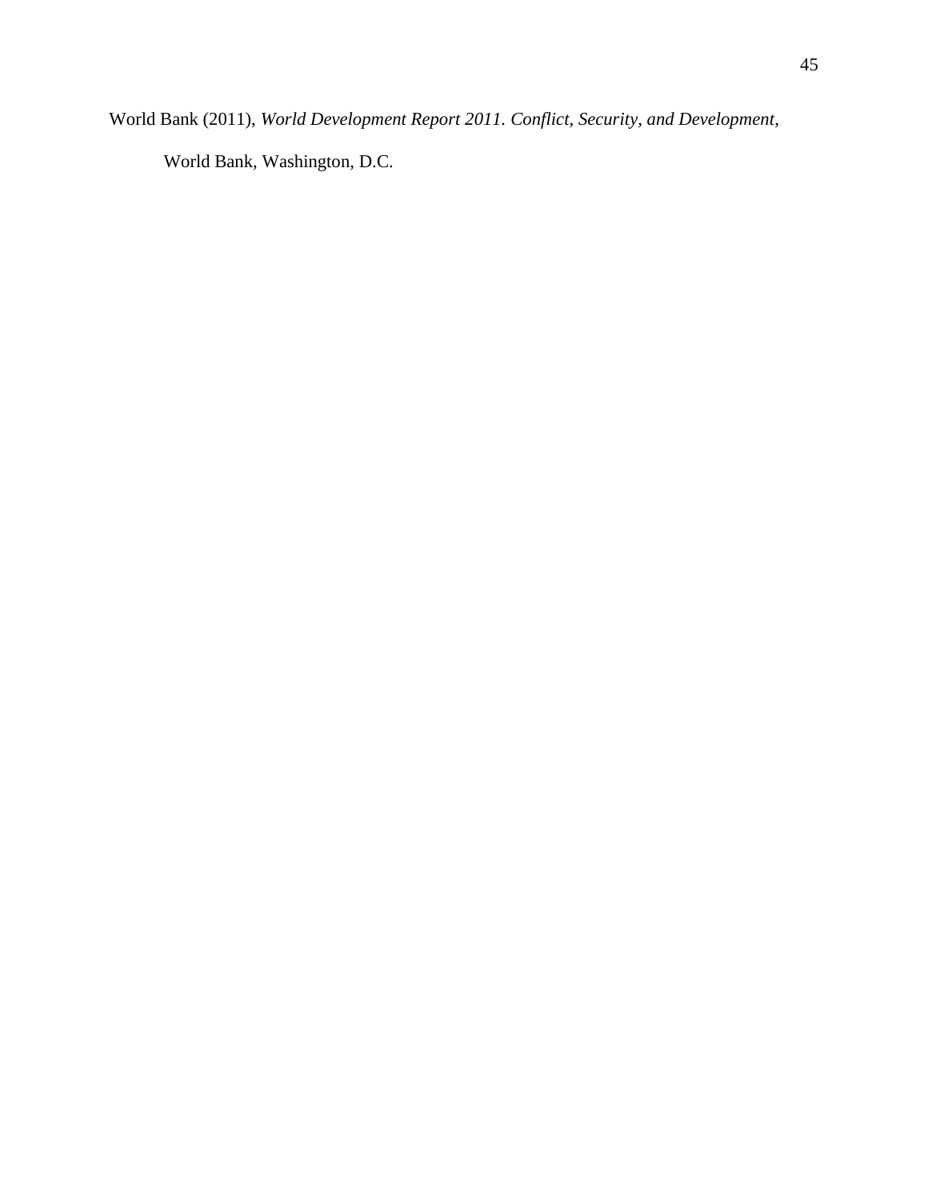World Bank (2011), *World Development Report 2011. Conflict, Security, and Development*, World Bank, Washington, D.C.